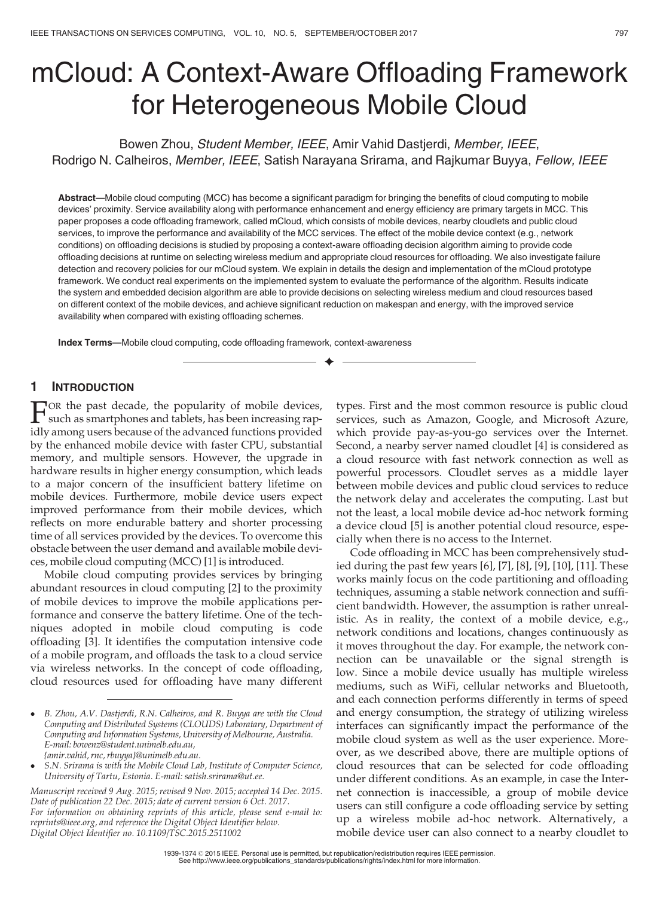# mCloud: A Context-Aware Offloading Framework for Heterogeneous Mobile Cloud

Bowen Zhou, *Student Member, IEEE*, Amir Vahid Dastjerdi, *Member, IEEE*, Rodrigo N. Calheiros, *Member, IEEE*, Satish Narayana Srirama, and Rajkumar Buyya, *Fellow, IEEE*

**Abstract**—Mobile cloud computing (MCC) has become a significant paradigm for bringing the benefits of cloud computing to mobile devices' proximity. Service availability along with performance enhancement and energy efficiency are primary targets in MCC. This paper proposes a code offloading framework, called mCloud, which consists of mobile devices, nearby cloudlets and public cloud services, to improve the performance and availability of the MCC services. The effect of the mobile device context (e.g., network conditions) on offloading decisions is studied by proposing a context-aware offloading decision algorithm aiming to provide code offloading decisions at runtime on selecting wireless medium and appropriate cloud resources for offloading. We also investigate failure detection and recovery policies for our mCloud system. We explain in details the design and implementation of the mCloud prototype framework. We conduct real experiments on the implemented system to evaluate the performance of the algorithm. Results indicate the system and embedded decision algorithm are able to provide decisions on selecting wireless medium and cloud resources based on different context of the mobile devices, and achieve significant reduction on makespan and energy, with the improved service availability when compared with existing offloading schemes.

**Index Terms**—Mobile cloud computing, code offloading framework, context-awareness

## 1 Introduction

For the past decade, the popularity of mobile devices, such as smartphones and tablets, has been increasing rapidly among users because of the advanced functions provided by the enhanced mobile device with faster CPU, substantial memory, and multiple sensors. However, the upgrade in hardware results in higher energy consumption, which leads to a major concern of the insufficient battery lifetime on mobile devices. Furthermore, mobile device users expect improved performance from their mobile devices, which reflects on more endurable battery and shorter processing time of all services provided by the devices. To overcome this obstacle between the user demand and available mobile devices, mobile cloud computing (MCC) [1] is introduced.

Mobile cloud computing provides services by bringing abundant resources in cloud computing [2] to the proximity of mobile devices to improve the mobile applications performance and conserve the battery lifetime. One of the techniques adopted in mobile cloud computing is code offloading [3]. It identifies the computation intensive code of a mobile program, and offloads the task to a cloud service via wireless networks. In the concept of code offloading, cloud resources used for offloading have many different types. First and the most common resource is public cloud services, such as Amazon, Google, and Microsoft Azure, which provide pay-as-you-go services over the Internet. Second, a nearby server named cloudlet [4] is considered as a cloud resource with fast network connection as well as powerful processors. Cloudlet serves as a middle layer between mobile devices and public cloud services to reduce the network delay and accelerates the computing. Last but not the least, a local mobile device ad-hoc network forming a device cloud [5] is another potential cloud resource, especially when there is no access to the Internet.

Code offloading in MCC has been comprehensively studied during the past few years [6], [7], [8], [9], [10], [11]. These works mainly focus on the code partitioning and offloading techniques, assuming a stable network connection and sufficient bandwidth. However, the assumption is rather unrealistic. As in reality, the context of a mobile device, e.g., network conditions and locations, changes continuously as it moves throughout the day. For example, the network connection can be unavailable or the signal strength is low. Since a mobile device usually has multiple wireless mediums, such as WiFi, cellular networks and Bluetooth, and each connection performs differently in terms of speed and energy consumption, the strategy of utilizing wireless interfaces can significantly impact the performance of the mobile cloud system as well as the user experience. Moreover, as we described above, there are multiple options of cloud resources that can be selected for code offloading under different conditions. As an example, in case the Internet connection is inaccessible, a group of mobile device users can still configure a code offloading service by setting up a wireless mobile ad-hoc network. Alternatively, a mobile device user can also connect to a nearby cloudlet to

- *B. Zhou, A.V. Dastjerdi, R.N. Calheiros, and R. Buyya are with the Cloud Computing and Distributed Systems (CLOUDS) Laboratary, Department of Computing and Information Systems, University of Melbourne, Australia. E-mail: bowenz@student.unimelb.edu.au, {amir.vahid, rnc, rbuyya}@unimelb.edu.au.*
- *S.N. Srirama is with the Mobile Cloud Lab, Institute of Computer Science, University of Tartu, Estonia. E-mail: satish.srirama@ut.ee.*

*Manuscript received 9 Aug. 2015; revised 9 Nov. 2015; accepted 14 Dec. 2015. Date of publication 22 Dec. 2015; date of current version 6 Oct. 2017. For information on obtaining reprints of this article, please send e-mail to: reprints@ieee.org, and reference the Digital Object Identifier below. Digital Object Identifier no. 10.1109/TSC.2015.2511002*

1939-1374 © 2015 IEEE. Personal use is permitted, but republication/redistribution requires IEEE permission. See http://www.ieee.org/publications_standards/publications/rights/index.html for more information.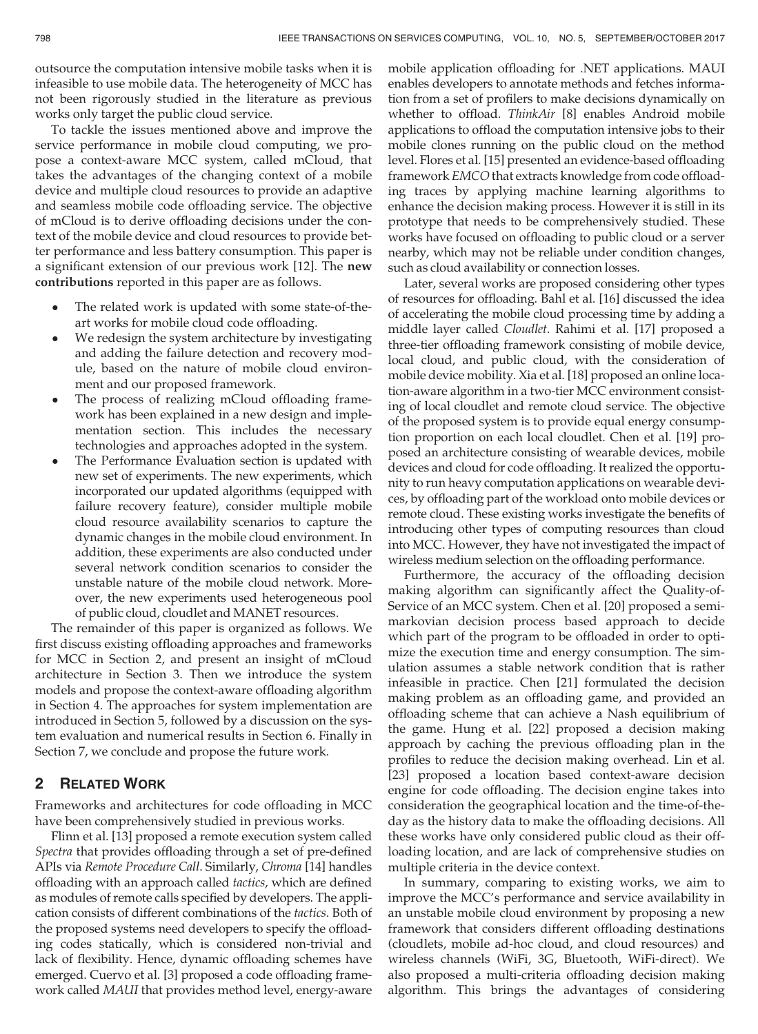outsource the computation intensive mobile tasks when it is infeasible to use mobile data. The heterogeneity of MCC has not been rigorously studied in the literature as previous works only target the public cloud service.

To tackle the issues mentioned above and improve the service performance in mobile cloud computing, we propose a context-aware MCC system, called mCloud, that takes the advantages of the changing context of a mobile device and multiple cloud resources to provide an adaptive and seamless mobile code offloading service. The objective of mCloud is to derive offloading decisions under the context of the mobile device and cloud resources to provide better performance and less battery consumption. This paper is a significant extension of our previous work [12]. The **new contributions** reported in this paper are as follows.

- The related work is updated with some state-of-the-art works for mobile cloud code offloading.
- We redesign the system architecture by investigating and adding the failure detection and recovery module, based on the nature of mobile cloud environment and our proposed framework.
- The process of realizing mCloud offloading framework has been explained in a new design and implementation section. This includes the necessary technologies and approaches adopted in the system.
- The Performance Evaluation section is updated with new set of experiments. The new experiments, which incorporated our updated algorithms (equipped with failure recovery feature), consider multiple mobile cloud resource availability scenarios to capture the dynamic changes in the mobile cloud environment. In addition, these experiments are also conducted under several network condition scenarios to consider the unstable nature of the mobile cloud network. Moreover, the new experiments used heterogeneous pool of public cloud, cloudlet and MANET resources.

The remainder of this paper is organized as follows. We first discuss existing offloading approaches and frameworks for MCC in Section 2, and present an insight of mCloud architecture in Section 3. Then we introduce the system models and propose the context-aware offloading algorithm in Section 4. The approaches for system implementation are introduced in Section 5, followed by a discussion on the system evaluation and numerical results in Section 6. Finally in Section 7, we conclude and propose the future work.

## 2 Related Work

Frameworks and architectures for code offloading in MCC have been comprehensively studied in previous works.

Flinn et al. [13] proposed a remote execution system called *Spectra* that provides offloading through a set of pre-defined APIs via *Remote Procedure Call*. Similarly, *Chroma* [14] handles offloading with an approach called *tactics*, which are defined as modules of remote calls specified by developers. The application consists of different combinations of the *tactics*. Both of the proposed systems need developers to specify the offloading codes statically, which is considered non-trivial and lack of flexibility. Hence, dynamic offloading schemes have emerged. Cuervo et al. [3] proposed a code offloading framework called *MAUI* that provides method level, energy-aware mobile application offloading for .NET applications. MAUI enables developers to annotate methods and fetches information from a set of profilers to make decisions dynamically on whether to offload. *ThinkAir* [8] enables Android mobile applications to offload the computation intensive jobs to their mobile clones running on the public cloud on the method level. Flores et al. [15] presented an evidence-based offloading framework *EMCO* that extracts knowledge from code offloading traces by applying machine learning algorithms to enhance the decision making process. However it is still in its prototype that needs to be comprehensively studied. These works have focused on offloading to public cloud or a server nearby, which may not be reliable under condition changes, such as cloud availability or connection losses.

Later, several works are proposed considering other types of resources for offloading. Bahl et al. [16] discussed the idea of accelerating the mobile cloud processing time by adding a middle layer called *Cloudlet*. Rahimi et al. [17] proposed a three-tier offloading framework consisting of mobile device, local cloud, and public cloud, with the consideration of mobile device mobility. Xia et al. [18] proposed an online location-aware algorithm in a two-tier MCC environment consisting of local cloudlet and remote cloud service. The objective of the proposed system is to provide equal energy consumption proportion on each local cloudlet. Chen et al. [19] proposed an architecture consisting of wearable devices, mobile devices and cloud for code offloading. It realized the opportunity to run heavy computation applications on wearable devices, by offloading part of the workload onto mobile devices or remote cloud. These existing works investigate the benefits of introducing other types of computing resources than cloud into MCC. However, they have not investigated the impact of wireless medium selection on the offloading performance.

Furthermore, the accuracy of the offloading decision making algorithm can significantly affect the Quality-of-Service of an MCC system. Chen et al. [20] proposed a semi-markovian decision process based approach to decide which part of the program to be offloaded in order to optimize the execution time and energy consumption. The simulation assumes a stable network condition that is rather infeasible in practice. Chen [21] formulated the decision making problem as an offloading game, and provided an offloading scheme that can achieve a Nash equilibrium of the game. Hung et al. [22] proposed a decision making approach by caching the previous offloading plan in the profiles to reduce the decision making overhead. Lin et al. [23] proposed a location based context-aware decision engine for code offloading. The decision engine takes into consideration the geographical location and the time-of-the-day as the history data to make the offloading decisions. All these works have only considered public cloud as their offloading location, and are lack of comprehensive studies on multiple criteria in the device context.

In summary, comparing to existing works, we aim to improve the MCC's performance and service availability in an unstable mobile cloud environment by proposing a new framework that considers different offloading destinations (cloudlets, mobile ad-hoc cloud, and cloud resources) and wireless channels (WiFi, 3G, Bluetooth, WiFi-direct). We also proposed a multi-criteria offloading decision making algorithm. This brings the advantages of considering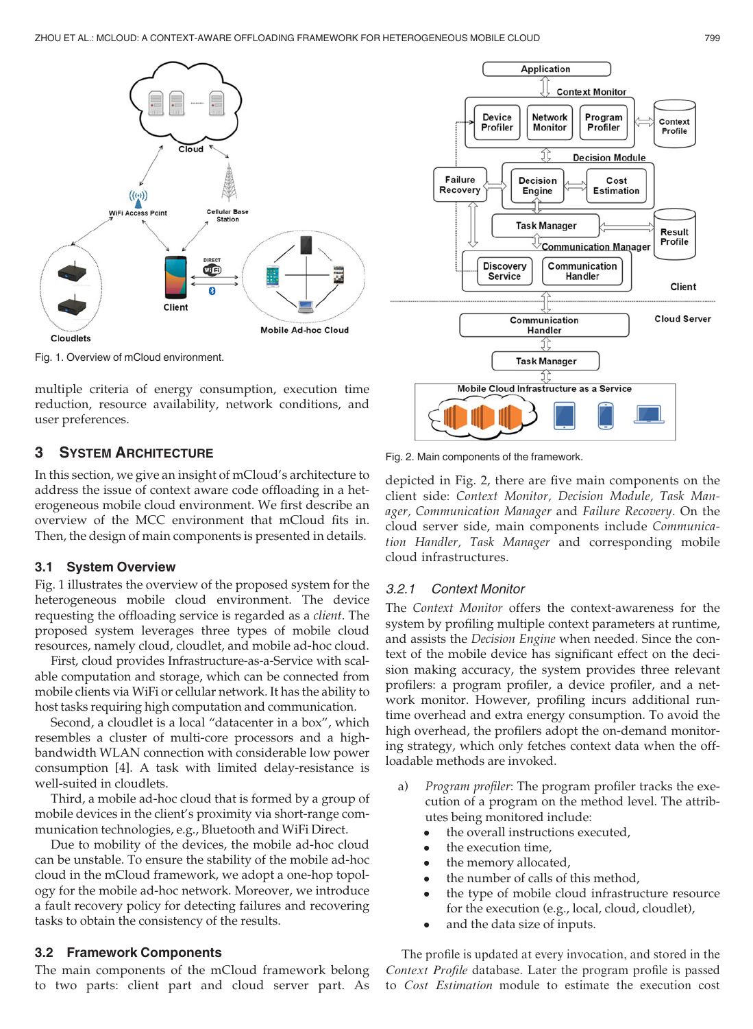Fig. 1. Overview of mCloud environment.

multiple criteria of energy consumption, execution time reduction, resource availability, network conditions, and user preferences.

## 3 System Architecture

In this section, we give an insight of mCloud's architecture to address the issue of context aware code offloading in a heterogeneous mobile cloud environment. We first describe an overview of the MCC environment that mCloud fits in. Then, the design of main components is presented in details.

### 3.1 System Overview

Fig. 1 illustrates the overview of the proposed system for the heterogeneous mobile cloud environment. The device requesting the offloading service is regarded as a *client*. The proposed system leverages three types of mobile cloud resources, namely cloud, cloudlet, and mobile ad-hoc cloud.

First, cloud provides Infrastructure-as-a-Service with scalable computation and storage, which can be connected from mobile clients via WiFi or cellular network. It has the ability to host tasks requiring high computation and communication.

Second, a cloudlet is a local "datacenter in a box", which resembles a cluster of multi-core processors and a high-bandwidth WLAN connection with considerable low power consumption [4]. A task with limited delay-resistance is well-suited in cloudlets.

Third, a mobile ad-hoc cloud that is formed by a group of mobile devices in the client's proximity via short-range communication technologies, e.g., Bluetooth and WiFi Direct.

Due to mobility of the devices, the mobile ad-hoc cloud can be unstable. To ensure the stability of the mobile ad-hoc cloud in the mCloud framework, we adopt a one-hop topology for the mobile ad-hoc network. Moreover, we introduce a fault recovery policy for detecting failures and recovering tasks to obtain the consistency of the results.

### 3.2 Framework Components

The main components of the mCloud framework belong to two parts: client part and cloud server part. As depicted in Fig. 2, there are five main components on the client side: *Context Monitor, Decision Module, Task Manager, Communication Manager* and *Failure Recovery*. On the cloud server side, main components include *Communication Handler, Task Manager* and corresponding mobile cloud infrastructures.

Fig. 2. Main components of the framework.

#### 3.2.1 Context Monitor

The *Context Monitor* offers the context-awareness for the system by profiling multiple context parameters at runtime, and assists the *Decision Engine* when needed. Since the context of the mobile device has significant effect on the decision making accuracy, the system provides three relevant profilers: a program profiler, a device profiler, and a network monitor. However, profiling incurs additional runtime overhead and extra energy consumption. To avoid the high overhead, the profilers adopt the on-demand monitoring strategy, which only fetches context data when the offloadable methods are invoked.

a) *Program profiler*: The program profiler tracks the execution of a program on the method level. The attributes being monitored include:
   - the overall instructions executed,
   - the execution time,
   - the memory allocated,
   - the number of calls of this method,
   - the type of mobile cloud infrastructure resource for the execution (e.g., local, cloud, cloudlet),
   - and the data size of inputs.

The profile is updated at every invocation, and stored in the *Context Profile* database. Later the program profile is passed to *Cost Estimation* module to estimate the execution cost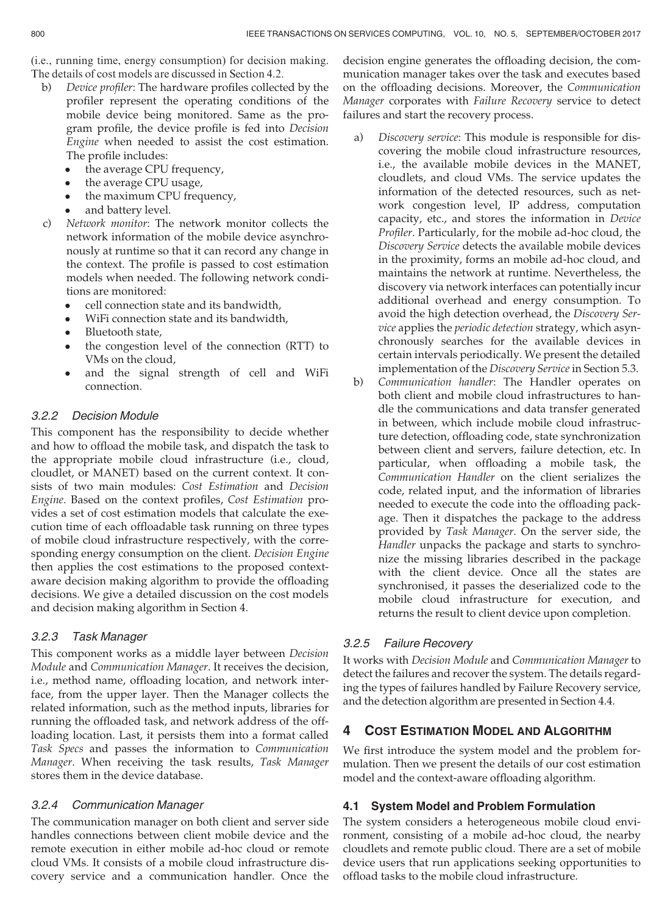(i.e., running time, energy consumption) for decision making. The details of cost models are discussed in Section 4.2.

b) *Device profiler*: The hardware profiles collected by the profiler represent the operating conditions of the mobile device being monitored. Same as the program profile, the device profile is fed into *Decision Engine* when needed to assist the cost estimation. The profile includes:
   - the average CPU frequency,
   - the average CPU usage,
   - the maximum CPU frequency,
   - and battery level.

c) *Network monitor*: The network monitor collects the network information of the mobile device asynchronously at runtime so that it can record any change in the context. The profile is passed to cost estimation models when needed. The following network conditions are monitored:
   - cell connection state and its bandwidth,
   - WiFi connection state and its bandwidth,
   - Bluetooth state,
   - the congestion level of the connection (RTT) to VMs on the cloud,
   - and the signal strength of cell and WiFi connection.

### 3.2.2 Decision Module

This component has the responsibility to decide whether and how to offload the mobile task, and dispatch the task to the appropriate mobile cloud infrastructure (i.e., cloud, cloudlet, or MANET) based on the current context. It consists of two main modules: *Cost Estimation* and *Decision Engine*. Based on the context profiles, *Cost Estimation* provides a set of cost estimation models that calculate the execution time of each offloadable task running on three types of mobile cloud infrastructure respectively, with the corresponding energy consumption on the client. *Decision Engine* then applies the cost estimations to the proposed context-aware decision making algorithm to provide the offloading decisions. We give a detailed discussion on the cost models and decision making algorithm in Section 4.

### 3.2.3 Task Manager

This component works as a middle layer between *Decision Module* and *Communication Manager*. It receives the decision, i.e., method name, offloading location, and network interface, from the upper layer. Then the Manager collects the related information, such as the method inputs, libraries for running the offloaded task, and network address of the offloading location. Last, it persists them into a format called *Task Specs* and passes the information to *Communication Manager*. When receiving the task results, *Task Manager* stores them in the device database.

### 3.2.4 Communication Manager

The communication manager on both client and server side handles connections between client mobile device and the remote execution in either mobile ad-hoc cloud or remote cloud VMs. It consists of a mobile cloud infrastructure discovery service and a communication handler. Once the decision engine generates the offloading decision, the communication manager takes over the task and executes based on the offloading decisions. Moreover, the *Communication Manager* corporates with *Failure Recovery* service to detect failures and start the recovery process.

a) *Discovery service*: This module is responsible for discovering the mobile cloud infrastructure resources, i.e., the available mobile devices in the MANET, cloudlets, and cloud VMs. The service updates the information of the detected resources, such as network congestion level, IP address, computation capacity, etc., and stores the information in *Device Profiler*. Particularly, for the mobile ad-hoc cloud, the *Discovery Service* detects the available mobile devices in the proximity, forms an mobile ad-hoc cloud, and maintains the network at runtime. Nevertheless, the discovery via network interfaces can potentially incur additional overhead and energy consumption. To avoid the high detection overhead, the *Discovery Service* applies the *periodic detection* strategy, which asynchronously searches for the available devices in certain intervals periodically. We present the detailed implementation of the *Discovery Service* in Section 5.3.

b) *Communication handler*: The Handler operates on both client and mobile cloud infrastructures to handle the communications and data transfer generated in between, which include mobile cloud infrastructure detection, offloading code, state synchronization between client and servers, failure detection, etc. In particular, when offloading a mobile task, the *Communication Handler* on the client serializes the code, related input, and the information of libraries needed to execute the code into the offloading package. Then it dispatches the package to the address provided by *Task Manager*. On the server side, the *Handler* unpacks the package and starts to synchronize the missing libraries described in the package with the client device. Once all the states are synchronised, it passes the deserialized code to the mobile cloud infrastructure for execution, and returns the result to client device upon completion.

### 3.2.5 Failure Recovery

It works with *Decision Module* and *Communication Manager* to detect the failures and recover the system. The details regarding the types of failures handled by Failure Recovery service, and the detection algorithm are presented in Section 4.4.

# 4 Cost Estimation Model and Algorithm

We first introduce the system model and the problem formulation. Then we present the details of our cost estimation model and the context-aware offloading algorithm.

## 4.1 System Model and Problem Formulation

The system considers a heterogeneous mobile cloud environment, consisting of a mobile ad-hoc cloud, the nearby cloudlets and remote public cloud. There are a set of mobile device users that run applications seeking opportunities to offload tasks to the mobile cloud infrastructure.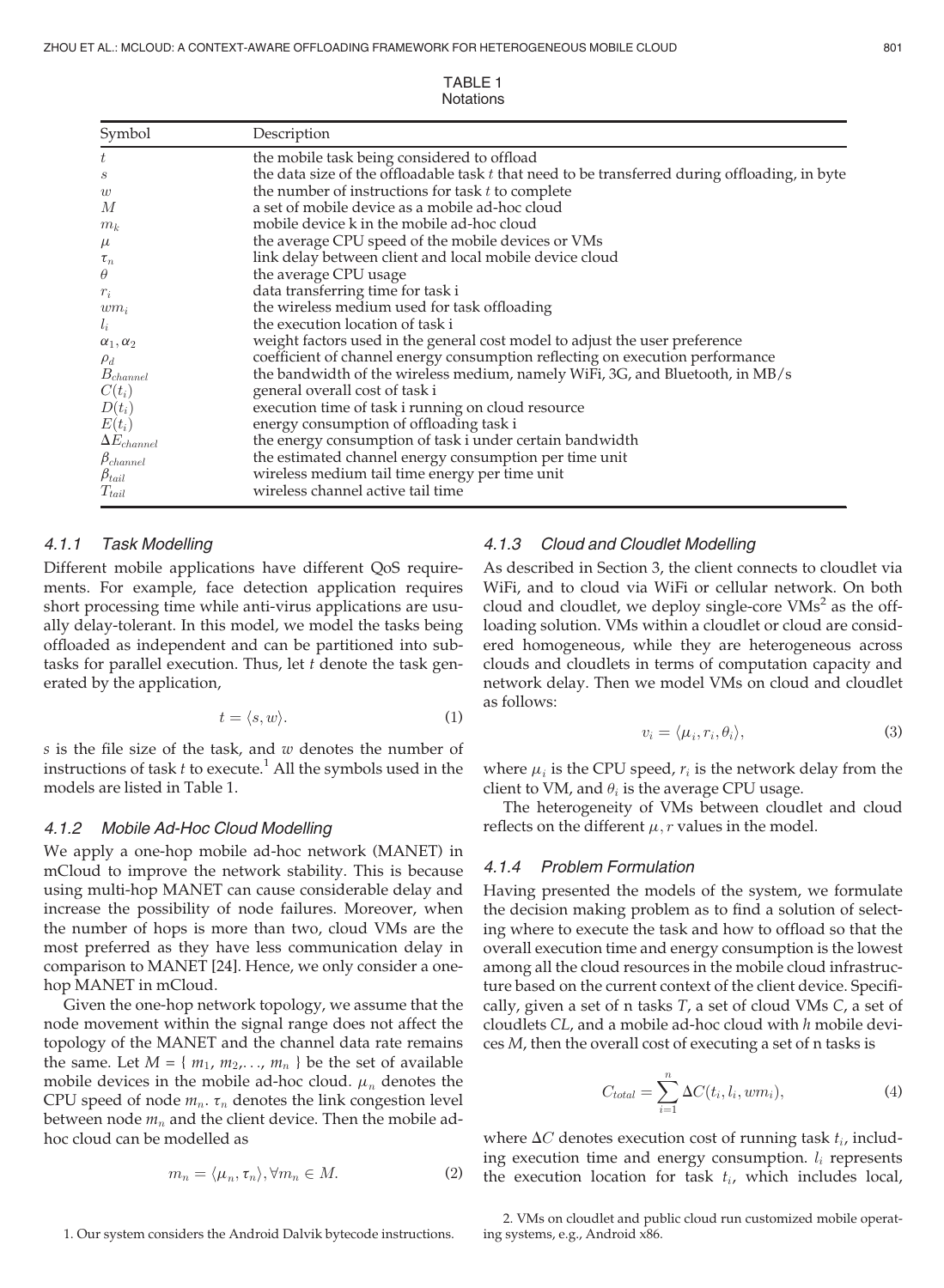TABLE 1
Notations

| Symbol | Description |
|---|---|
| $t$ | the mobile task being considered to offload |
| $s$ | the data size of the offloadable task $t$ that need to be transferred during offloading, in byte |
| $w$ | the number of instructions for task $t$ to complete |
| $M$ | a set of mobile device as a mobile ad-hoc cloud |
| $m_k$ | mobile device k in the mobile ad-hoc cloud |
| $\mu$ | the average CPU speed of the mobile devices or VMs |
| $\tau_n$ | link delay between client and local mobile device cloud |
| $\theta$ | the average CPU usage |
| $r_i$ | data transferring time for task i |
| $wm_i$ | the wireless medium used for task offloading |
| $l_i$ | the execution location of task i |
| $\alpha_1, \alpha_2$ | weight factors used in the general cost model to adjust the user preference |
| $\rho_d$ | coefficient of channel energy consumption reflecting on execution performance |
| $B_{channel}$ | the bandwidth of the wireless medium, namely WiFi, 3G, and Bluetooth, in MB/s |
| $C(t_i)$ | general overall cost of task i |
| $D(t_i)$ | execution time of task i running on cloud resource |
| $E(t_i)$ | energy consumption of offloading task i |
| $\Delta E_{channel}$ | the energy consumption of task i under certain bandwidth |
| $\beta_{channel}$ | the estimated channel energy consumption per time unit |
| $\beta_{tail}$ | wireless medium tail time energy per time unit |
| $T_{tail}$ | wireless channel active tail time |

#### 4.1.1 Task Modelling

Different mobile applications have different QoS requirements. For example, face detection application requires short processing time while anti-virus applications are usually delay-tolerant. In this model, we model the tasks being offloaded as independent and can be partitioned into subtasks for parallel execution. Thus, let $t$ denote the task generated by the application,

$$t = \langle s, w \rangle. \tag{1}$$

$s$ is the file size of the task, and $w$ denotes the number of instructions of task $t$ to execute.[1] All the symbols used in the models are listed in Table 1.

#### 4.1.2 Mobile Ad-Hoc Cloud Modelling

We apply a one-hop mobile ad-hoc network (MANET) in mCloud to improve the network stability. This is because using multi-hop MANET can cause considerable delay and increase the possibility of node failures. Moreover, when the number of hops is more than two, cloud VMs are the most preferred as they have less communication delay in comparison to MANET [24]. Hence, we only consider a one-hop MANET in mCloud.

Given the one-hop network topology, we assume that the node movement within the signal range does not affect the topology of the MANET and the channel data rate remains the same. Let $M = \{ m_1, m_2, \ldots, m_n \}$ be the set of available mobile devices in the mobile ad-hoc cloud. $\mu_n$ denotes the CPU speed of node $m_n$. $\tau_n$ denotes the link congestion level between node $m_n$ and the client device. Then the mobile ad-hoc cloud can be modelled as

$$m_n = \langle \mu_n, \tau_n \rangle, \forall m_n \in M. \tag{2}$$

#### 4.1.3 Cloud and Cloudlet Modelling

As described in Section 3, the client connects to cloudlet via WiFi, and to cloud via WiFi or cellular network. On both cloud and cloudlet, we deploy single-core VMs[2] as the offloading solution. VMs within a cloudlet or cloud are considered homogeneous, while they are heterogeneous across clouds and cloudlets in terms of computation capacity and network delay. Then we model VMs on cloud and cloudlet as follows:

$$v_i = \langle \mu_i, r_i, \theta_i \rangle, \tag{3}$$

where $\mu_i$ is the CPU speed, $r_i$ is the network delay from the client to VM, and $\theta_i$ is the average CPU usage.

The heterogeneity of VMs between cloudlet and cloud reflects on the different $\mu, r$ values in the model.

#### 4.1.4 Problem Formulation

Having presented the models of the system, we formulate the decision making problem as to find a solution of selecting where to execute the task and how to offload so that the overall execution time and energy consumption is the lowest among all the cloud resources in the mobile cloud infrastructure based on the current context of the client device. Specifically, given a set of n tasks $T$, a set of cloud VMs $C$, a set of cloudlets $CL$, and a mobile ad-hoc cloud with $h$ mobile devices $M$, then the overall cost of executing a set of n tasks is

$$C_{total} = \sum_{i=1}^{n} \Delta C(t_i, l_i, wm_i), \tag{4}$$

where $\Delta C$ denotes execution cost of running task $t_i$, including execution time and energy consumption. $l_i$ represents the execution location for task $t_i$, which includes local,

1. Our system considers the Android Dalvik bytecode instructions.

2. VMs on cloudlet and public cloud run customized mobile operating systems, e.g., Android x86.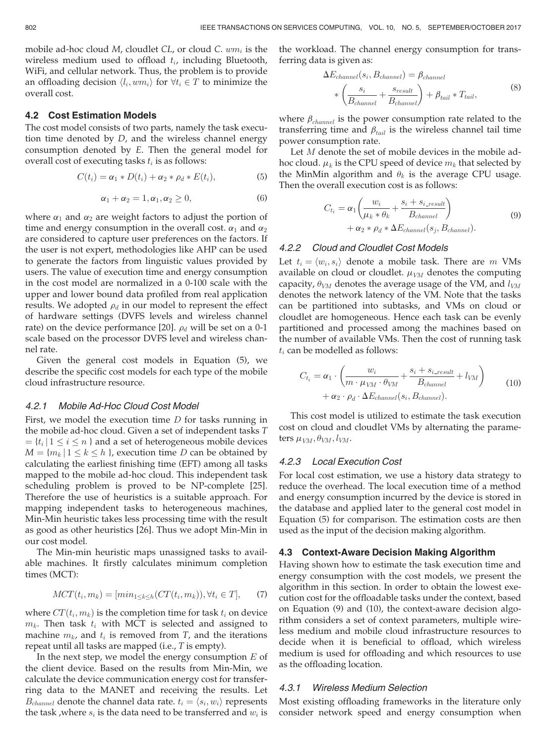mobile ad-hoc cloud $M$, cloudlet $CL$, or cloud $C$. $wm_i$ is the wireless medium used to offload $t_i$, including Bluetooth, WiFi, and cellular network. Thus, the problem is to provide an offloading decision $\langle l_i, wm_i \rangle$ for $\forall t_i \in T$ to minimize the overall cost.

### 4.2 Cost Estimation Models

The cost model consists of two parts, namely the task execution time denoted by $D$, and the wireless channel energy consumption denoted by $E$. Then the general model for overall cost of executing tasks $t_i$ is as follows:

$$C(t_i) = \alpha_1 * D(t_i) + \alpha_2 * \rho_d * E(t_i), \tag{5}$$

$$\alpha_1 + \alpha_2 = 1, \alpha_1, \alpha_2 \geq 0, \tag{6}$$

where $\alpha_1$ and $\alpha_2$ are weight factors to adjust the portion of time and energy consumption in the overall cost. $\alpha_1$ and $\alpha_2$ are considered to capture user preferences on the factors. If the user is not expert, methodologies like AHP can be used to generate the factors from linguistic values provided by users. The value of execution time and energy consumption in the cost model are normalized in a 0-100 scale with the upper and lower bound data profiled from real application results. We adopted $\rho_d$ in our model to represent the effect of hardware settings (DVFS levels and wireless channel rate) on the device performance [20]. $\rho_d$ will be set on a 0-1 scale based on the processor DVFS level and wireless channel rate.

Given the general cost models in Equation (5), we describe the specific cost models for each type of the mobile cloud infrastructure resource.

#### 4.2.1 Mobile Ad-Hoc Cloud Cost Model

First, we model the execution time $D$ for tasks running in the mobile ad-hoc cloud. Given a set of independent tasks $T = \{t_i \,|\, 1 \leq i \leq n\}$ and a set of heterogeneous mobile devices $M = \{m_k \,|\, 1 \leq k \leq h\}$, execution time $D$ can be obtained by calculating the earliest finishing time (EFT) among all tasks mapped to the mobile ad-hoc cloud. This independent task scheduling problem is proved to be NP-complete [25]. Therefore the use of heuristics is a suitable approach. For mapping independent tasks to heterogeneous machines, Min-Min heuristic takes less processing time with the result as good as other heuristics [26]. Thus we adopt Min-Min in our cost model.

The Min-min heuristic maps unassigned tasks to available machines. It firstly calculates minimum completion times (MCT):

$$MCT(t_i, m_k) = [min_{1 \leq k \leq h}(CT(t_i, m_k)), \forall t_i \in T], \tag{7}$$

where $CT(t_i, m_k)$ is the completion time for task $t_i$ on device $m_k$. Then task $t_i$ with MCT is selected and assigned to machine $m_k$, and $t_i$ is removed from $T$, and the iterations repeat until all tasks are mapped (i.e., $T$ is empty).

In the next step, we model the energy consumption $E$ of the client device. Based on the results from Min-Min, we calculate the device communication energy cost for transferring data to the MANET and receiving the results. Let $B_{channel}$ denote the channel data rate. $t_i = \langle s_i, w_i \rangle$ represents the task ,where $s_i$ is the data need to be transferred and $w_i$ is the workload. The channel energy consumption for transferring data is given as:

$$\Delta E_{channel}(s_i, B_{channel}) = \beta_{channel} * \left( \frac{s_i}{B_{channel}} + \frac{s_{result}}{B_{channel}} \right) + \beta_{tail} * T_{tail}, \tag{8}$$

where $\beta_{channel}$ is the power consumption rate related to the transferring time and $\beta_{tail}$ is the wireless channel tail time power consumption rate.

Let $M$ denote the set of mobile devices in the mobile ad-hoc cloud. $\mu_k$ is the CPU speed of device $m_k$ that selected by the MinMin algorithm and $\theta_k$ is the average CPU usage. Then the overall execution cost is as follows:

$$C_{t_i} = \alpha_1 \left( \frac{w_i}{\mu_k * \theta_k} + \frac{s_i + s_{i\_result}}{B_{channel}} \right) + \alpha_2 * \rho_d * \Delta E_{channel}(s_j, B_{channel}). \tag{9}$$

#### 4.2.2 Cloud and Cloudlet Cost Models

Let $t_i = \langle w_i, s_i \rangle$ denote a mobile task. There are $m$ VMs available on cloud or cloudlet. $\mu_{VM}$ denotes the computing capacity, $\theta_{VM}$ denotes the average usage of the VM, and $l_{VM}$ denotes the network latency of the VM. Note that the tasks can be partitioned into subtasks, and VMs on cloud or cloudlet are homogeneous. Hence each task can be evenly partitioned and processed among the machines based on the number of available VMs. Then the cost of running task $t_i$ can be modelled as follows:

$$C_{t_i} = \alpha_1 \cdot \left( \frac{w_i}{m \cdot \mu_{VM} \cdot \theta_{VM}} + \frac{s_i + s_{i\_result}}{B_{channel}} + l_{VM} \right) + \alpha_2 \cdot \rho_d \cdot \Delta E_{channel}(s_i, B_{channel}). \tag{10}$$

This cost model is utilized to estimate the task execution cost on cloud and cloudlet VMs by alternating the parameters $\mu_{VM}, \theta_{VM}, l_{VM}$.

#### 4.2.3 Local Execution Cost

For local cost estimation, we use a history data strategy to reduce the overhead. The local execution time of a method and energy consumption incurred by the device is stored in the database and applied later to the general cost model in Equation (5) for comparison. The estimation costs are then used as the input of the decision making algorithm.

### 4.3 Context-Aware Decision Making Algorithm

Having shown how to estimate the task execution time and energy consumption with the cost models, we present the algorithm in this section. In order to obtain the lowest execution cost for the offloadable tasks under the context, based on Equation (9) and (10), the context-aware decision algorithm considers a set of context parameters, multiple wireless medium and mobile cloud infrastructure resources to decide when it is beneficial to offload, which wireless medium is used for offloading and which resources to use as the offloading location.

#### 4.3.1 Wireless Medium Selection

Most existing offloading frameworks in the literature only consider network speed and energy consumption when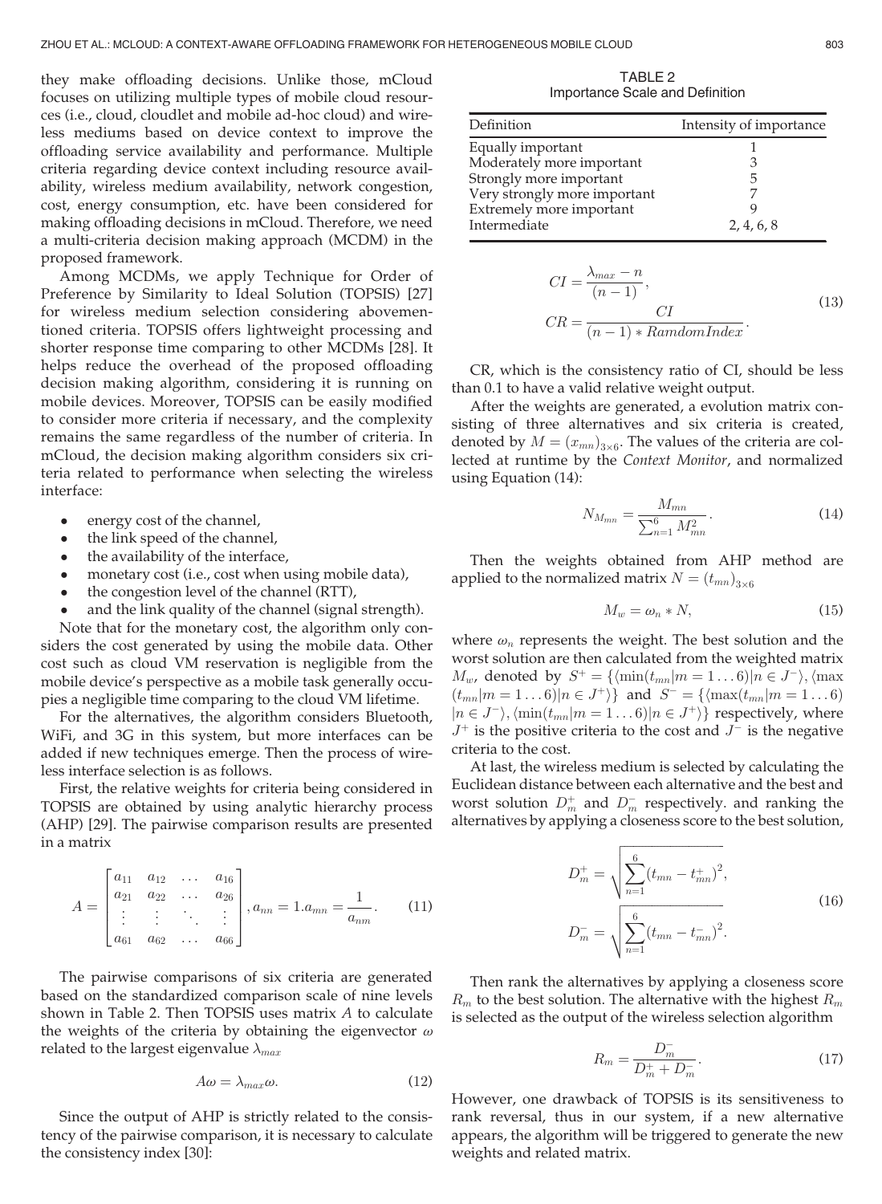they make offloading decisions. Unlike those, mCloud focuses on utilizing multiple types of mobile cloud resources (i.e., cloud, cloudlet and mobile ad-hoc cloud) and wireless mediums based on device context to improve the offloading service availability and performance. Multiple criteria regarding device context including resource availability, wireless medium availability, network congestion, cost, energy consumption, etc. have been considered for making offloading decisions in mCloud. Therefore, we need a multi-criteria decision making approach (MCDM) in the proposed framework.

Among MCDMs, we apply Technique for Order of Preference by Similarity to Ideal Solution (TOPSIS) [27] for wireless medium selection considering abovementioned criteria. TOPSIS offers lightweight processing and shorter response time comparing to other MCDMs [28]. It helps reduce the overhead of the proposed offloading decision making algorithm, considering it is running on mobile devices. Moreover, TOPSIS can be easily modified to consider more criteria if necessary, and the complexity remains the same regardless of the number of criteria. In mCloud, the decision making algorithm considers six criteria related to performance when selecting the wireless interface:

- energy cost of the channel,
- the link speed of the channel,
- the availability of the interface,
- monetary cost (i.e., cost when using mobile data),
- the congestion level of the channel (RTT),
- and the link quality of the channel (signal strength).

Note that for the monetary cost, the algorithm only considers the cost generated by using the mobile data. Other cost such as cloud VM reservation is negligible from the mobile device's perspective as a mobile task generally occupies a negligible time comparing to the cloud VM lifetime.

For the alternatives, the algorithm considers Bluetooth, WiFi, and 3G in this system, but more interfaces can be added if new techniques emerge. Then the process of wireless interface selection is as follows.

First, the relative weights for criteria being considered in TOPSIS are obtained by using analytic hierarchy process (AHP) [29]. The pairwise comparison results are presented in a matrix

$$A = \begin{bmatrix} a_{11} & a_{12} & \dots & a_{16} \\ a_{21} & a_{22} & \dots & a_{26} \\ \vdots & \vdots & \ddots & \vdots \\ a_{61} & a_{62} & \dots & a_{66} \end{bmatrix}, a_{nn} = 1.a_{mn} = \frac{1}{a_{nm}}. \tag{11}$$

The pairwise comparisons of six criteria are generated based on the standardized comparison scale of nine levels shown in Table 2. Then TOPSIS uses matrix $A$ to calculate the weights of the criteria by obtaining the eigenvector $\omega$ related to the largest eigenvalue $\lambda_{max}$

$$A\omega = \lambda_{max}\omega. \tag{12}$$

Since the output of AHP is strictly related to the consistency of the pairwise comparison, it is necessary to calculate the consistency index [30]:

TABLE 2
Importance Scale and Definition

| Definition | Intensity of importance |
|---|---|
| Equally important | 1 |
| Moderately more important | 3 |
| Strongly more important | 5 |
| Very strongly more important | 7 |
| Extremely more important | 9 |
| Intermediate | 2, 4, 6, 8 |

$$CI = \frac{\lambda_{max} - n}{(n-1)}, \qquad CR = \frac{CI}{(n-1) * RamdomIndex}. \tag{13}$$

CR, which is the consistency ratio of CI, should be less than 0.1 to have a valid relative weight output.

After the weights are generated, a evolution matrix consisting of three alternatives and six criteria is created, denoted by $M = (x_{mn})_{3\times6}$. The values of the criteria are collected at runtime by the *Context Monitor*, and normalized using Equation (14):

$$N_{M_{mn}} = \frac{M_{mn}}{\sum_{n=1}^{6} M_{mn}^2}. \tag{14}$$

Then the weights obtained from AHP method are applied to the normalized matrix $N = (t_{mn})_{3\times6}$

$$M_w = \omega_n * N, \tag{15}$$

where $\omega_n$ represents the weight. The best solution and the worst solution are then calculated from the weighted matrix $M_w$, denoted by $S^+ = \{\langle \min(t_{mn}|m = 1 \dots 6)|n \in J^-\rangle, \langle \max(t_{mn}|m = 1 \dots 6)|n \in J^+\rangle\}$ and $S^- = \{\langle \max(t_{mn}|m = 1 \dots 6)|n \in J^-\rangle, \langle \min(t_{mn}|m = 1 \dots 6)|n \in J^+\rangle\}$ respectively, where $J^+$ is the positive criteria to the cost and $J^-$ is the negative criteria to the cost.

At last, the wireless medium is selected by calculating the Euclidean distance between each alternative and the best and worst solution $D_m^+$ and $D_m^-$ respectively. and ranking the alternatives by applying a closeness score to the best solution,

$$D_m^+ = \sqrt{\sum_{n=1}^{6} (t_{mn} - t_{mn}^+)^2}, \qquad D_m^- = \sqrt{\sum_{n=1}^{6} (t_{mn} - t_{mn}^-)^2}. \tag{16}$$

Then rank the alternatives by applying a closeness score $R_m$ to the best solution. The alternative with the highest $R_m$ is selected as the output of the wireless selection algorithm

$$R_m = \frac{D_m^-}{D_m^+ + D_m^-}. \tag{17}$$

However, one drawback of TOPSIS is its sensitiveness to rank reversal, thus in our system, if a new alternative appears, the algorithm will be triggered to generate the new weights and related matrix.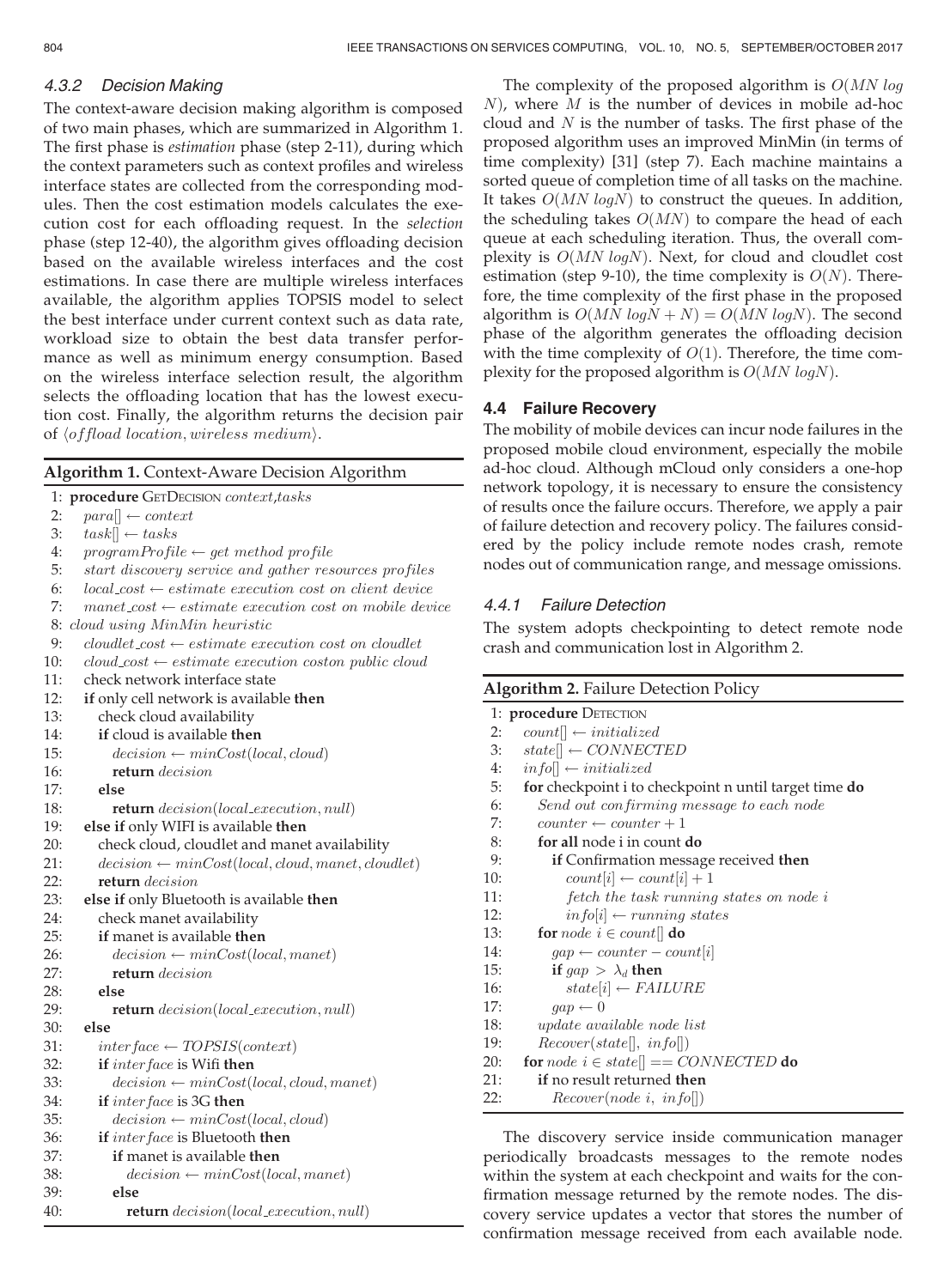#### 4.3.2 Decision Making

The context-aware decision making algorithm is composed of two main phases, which are summarized in Algorithm 1. The first phase is *estimation* phase (step 2-11), during which the context parameters such as context profiles and wireless interface states are collected from the corresponding modules. Then the cost estimation models calculates the execution cost for each offloading request. In the *selection* phase (step 12-40), the algorithm gives offloading decision based on the available wireless interfaces and the cost estimations. In case there are multiple wireless interfaces available, the algorithm applies TOPSIS model to select the best interface under current context such as data rate, workload size to obtain the best data transfer performance as well as minimum energy consumption. Based on the wireless interface selection result, the algorithm selects the offloading location that has the lowest execution cost. Finally, the algorithm returns the decision pair of $\langle offload\ location, wireless\ medium \rangle$.

**Algorithm 1.** Context-Aware Decision Algorithm

```
1:  procedure GETDECISION context,tasks
2:    para[] ← context
3:    task[] ← tasks
4:    programProfile ← get method profile
5:    start discovery service and gather resources profiles
6:    local_cost ← estimate execution cost on client device
7:    manet_cost ← estimate execution cost on mobile device
8:  cloud using MinMin heuristic
9:    cloudlet_cost ← estimate execution cost on cloudlet
10:   cloud_cost ← estimate execution coston public cloud
11:   check network interface state
12:   if only cell network is available then
13:     check cloud availability
14:     if cloud is available then
15:       decision ← minCost(local, cloud)
16:       return decision
17:     else
18:       return decision(local_execution, null)
19:   else if only WIFI is available then
20:     check cloud, cloudlet and manet availability
21:     decision ← minCost(local, cloud, manet, cloudlet)
22:     return decision
23:   else if only Bluetooth is available then
24:     check manet availability
25:     if manet is available then
26:       decision ← minCost(local, manet)
27:       return decision
28:     else
29:       return decision(local_execution, null)
30:   else
31:     interface ← TOPSIS(context)
32:     if interface is Wifi then
33:       decision ← minCost(local, cloud, manet)
34:     if interface is 3G then
35:       decision ← minCost(local, cloud)
36:     if interface is Bluetooth then
37:       if manet is available then
38:         decision ← minCost(local, manet)
39:       else
40:         return decision(local_execution, null)
```

The complexity of the proposed algorithm is $O(MN\ log\ N)$, where $M$ is the number of devices in mobile ad-hoc cloud and $N$ is the number of tasks. The first phase of the proposed algorithm uses an improved MinMin (in terms of time complexity) [31] (step 7). Each machine maintains a sorted queue of completion time of all tasks on the machine. It takes $O(MN\ logN)$ to construct the queues. In addition, the scheduling takes $O(MN)$ to compare the head of each queue at each scheduling iteration. Thus, the overall complexity is $O(MN\ logN)$. Next, for cloud and cloudlet cost estimation (step 9-10), the time complexity is $O(N)$. Therefore, the time complexity of the first phase in the proposed algorithm is $O(MN\ logN + N) = O(MN\ logN)$. The second phase of the algorithm generates the offloading decision with the time complexity of $O(1)$. Therefore, the time complexity for the proposed algorithm is $O(MN\ logN)$.

### 4.4 Failure Recovery

The mobility of mobile devices can incur node failures in the proposed mobile cloud environment, especially the mobile ad-hoc cloud. Although mCloud only considers a one-hop network topology, it is necessary to ensure the consistency of results once the failure occurs. Therefore, we apply a pair of failure detection and recovery policy. The failures considered by the policy include remote nodes crash, remote nodes out of communication range, and message omissions.

#### 4.4.1 Failure Detection

The system adopts checkpointing to detect remote node crash and communication lost in Algorithm 2.

**Algorithm 2.** Failure Detection Policy

```
1:  procedure DETECTION
2:    count[] ← initialized
3:    state[] ← CONNECTED
4:    info[] ← initialized
5:    for checkpoint i to checkpoint n until target time do
6:      Send out confirming message to each node
7:      counter ← counter + 1
8:      for all node i in count do
9:        if Confirmation message received then
10:         count[i] ← count[i] + 1
11:         fetch the task running states on node i
12:         info[i] ← running states
13:     for node i ∈ count[] do
14:       gap ← counter − count[i]
15:       if gap > λ_d then
16:         state[i] ← FAILURE
17:       gap ← 0
18:     update available node list
19:     Recover(state[], info[])
20:   for node i ∈ state[] == CONNECTED do
21:     if no result returned then
22:       Recover(node i, info[])
```

The discovery service inside communication manager periodically broadcasts messages to the remote nodes within the system at each checkpoint and waits for the confirmation message returned by the remote nodes. The discovery service updates a vector that stores the number of confirmation message received from each available node.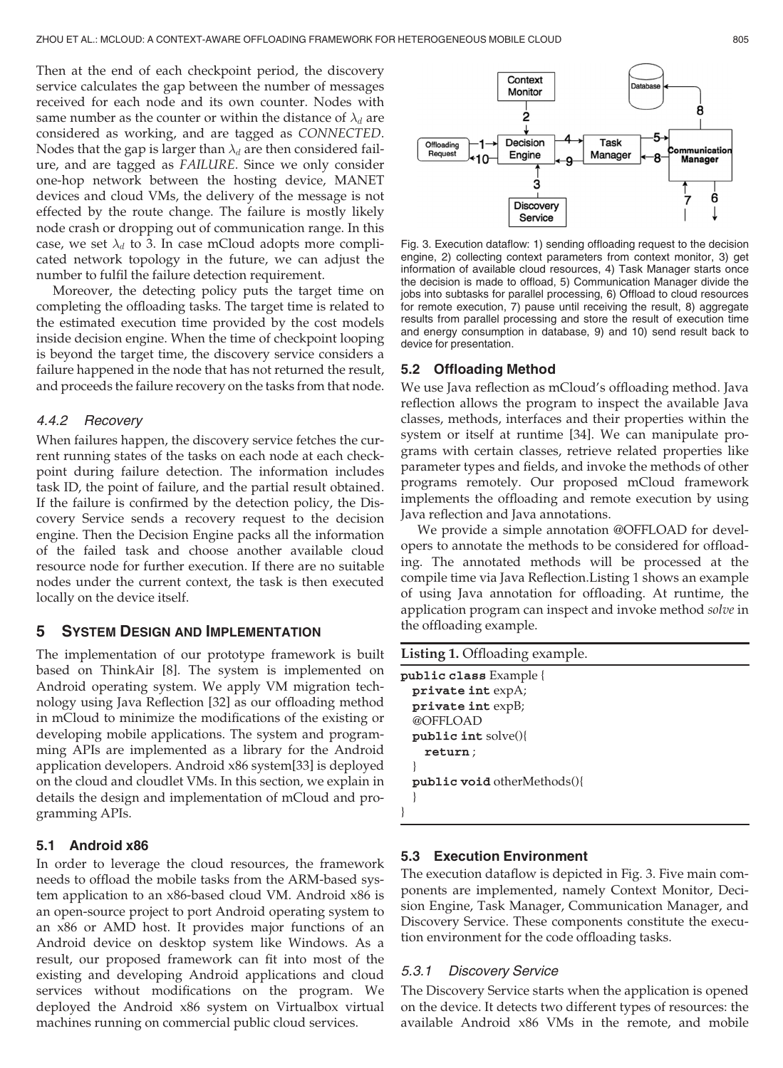Then at the end of each checkpoint period, the discovery service calculates the gap between the number of messages received for each node and its own counter. Nodes with same number as the counter or within the distance of $\lambda_d$ are considered as working, and are tagged as *CONNECTED*. Nodes that the gap is larger than $\lambda_d$ are then considered failure, and are tagged as *FAILURE*. Since we only consider one-hop network between the hosting device, MANET devices and cloud VMs, the delivery of the message is not effected by the route change. The failure is mostly likely node crash or dropping out of communication range. In this case, we set $\lambda_d$ to 3. In case mCloud adopts more complicated network topology in the future, we can adjust the number to fulfil the failure detection requirement.

Moreover, the detecting policy puts the target time on completing the offloading tasks. The target time is related to the estimated execution time provided by the cost models inside decision engine. When the time of checkpoint looping is beyond the target time, the discovery service considers a failure happened in the node that has not returned the result, and proceeds the failure recovery on the tasks from that node.

#### 4.4.2 Recovery

When failures happen, the discovery service fetches the current running states of the tasks on each node at each checkpoint during failure detection. The information includes task ID, the point of failure, and the partial result obtained. If the failure is confirmed by the detection policy, the Discovery Service sends a recovery request to the decision engine. Then the Decision Engine packs all the information of the failed task and choose another available cloud resource node for further execution. If there are no suitable nodes under the current context, the task is then executed locally on the device itself.

## 5 System Design and Implementation

The implementation of our prototype framework is built based on ThinkAir [8]. The system is implemented on Android operating system. We apply VM migration technology using Java Reflection [32] as our offloading method in mCloud to minimize the modifications of the existing or developing mobile applications. The system and programming APIs are implemented as a library for the Android application developers. Android x86 system[33] is deployed on the cloud and cloudlet VMs. In this section, we explain in details the design and implementation of mCloud and programming APIs.

### 5.1 Android x86

In order to leverage the cloud resources, the framework needs to offload the mobile tasks from the ARM-based system application to an x86-based cloud VM. Android x86 is an open-source project to port Android operating system to an x86 or AMD host. It provides major functions of an Android device on desktop system like Windows. As a result, our proposed framework can fit into most of the existing and developing Android applications and cloud services without modifications on the program. We deployed the Android x86 system on Virtualbox virtual machines running on commercial public cloud services.

Fig. 3. Execution dataflow: 1) sending offloading request to the decision engine, 2) collecting context parameters from context monitor, 3) get information of available cloud resources, 4) Task Manager starts once the decision is made to offload, 5) Communication Manager divide the jobs into subtasks for parallel processing, 6) Offload to cloud resources for remote execution, 7) pause until receiving the result, 8) aggregate results from parallel processing and store the result of execution time and energy consumption in database, 9) and 10) send result back to device for presentation.

### 5.2 Offloading Method

We use Java reflection as mCloud's offloading method. Java reflection allows the program to inspect the available Java classes, methods, interfaces and their properties within the system or itself at runtime [34]. We can manipulate programs with certain classes, retrieve related properties like parameter types and fields, and invoke the methods of other programs remotely. Our proposed mCloud framework implements the offloading and remote execution by using Java reflection and Java annotations.

We provide a simple annotation @OFFLOAD for developers to annotate the methods to be considered for offloading. The annotated methods will be processed at the compile time via Java Reflection.Listing 1 shows an example of using Java annotation for offloading. At runtime, the application program can inspect and invoke method *solve* in the offloading example.

**Listing 1.** Offloading example.

```
public class Example {
  private int expA;
  private int expB;
  @OFFLOAD
  public int solve(){
    return ;
  }
  public void otherMethods(){
  }
}
```

### 5.3 Execution Environment

The execution dataflow is depicted in Fig. 3. Five main components are implemented, namely Context Monitor, Decision Engine, Task Manager, Communication Manager, and Discovery Service. These components constitute the execution environment for the code offloading tasks.

#### 5.3.1 Discovery Service

The Discovery Service starts when the application is opened on the device. It detects two different types of resources: the available Android x86 VMs in the remote, and mobile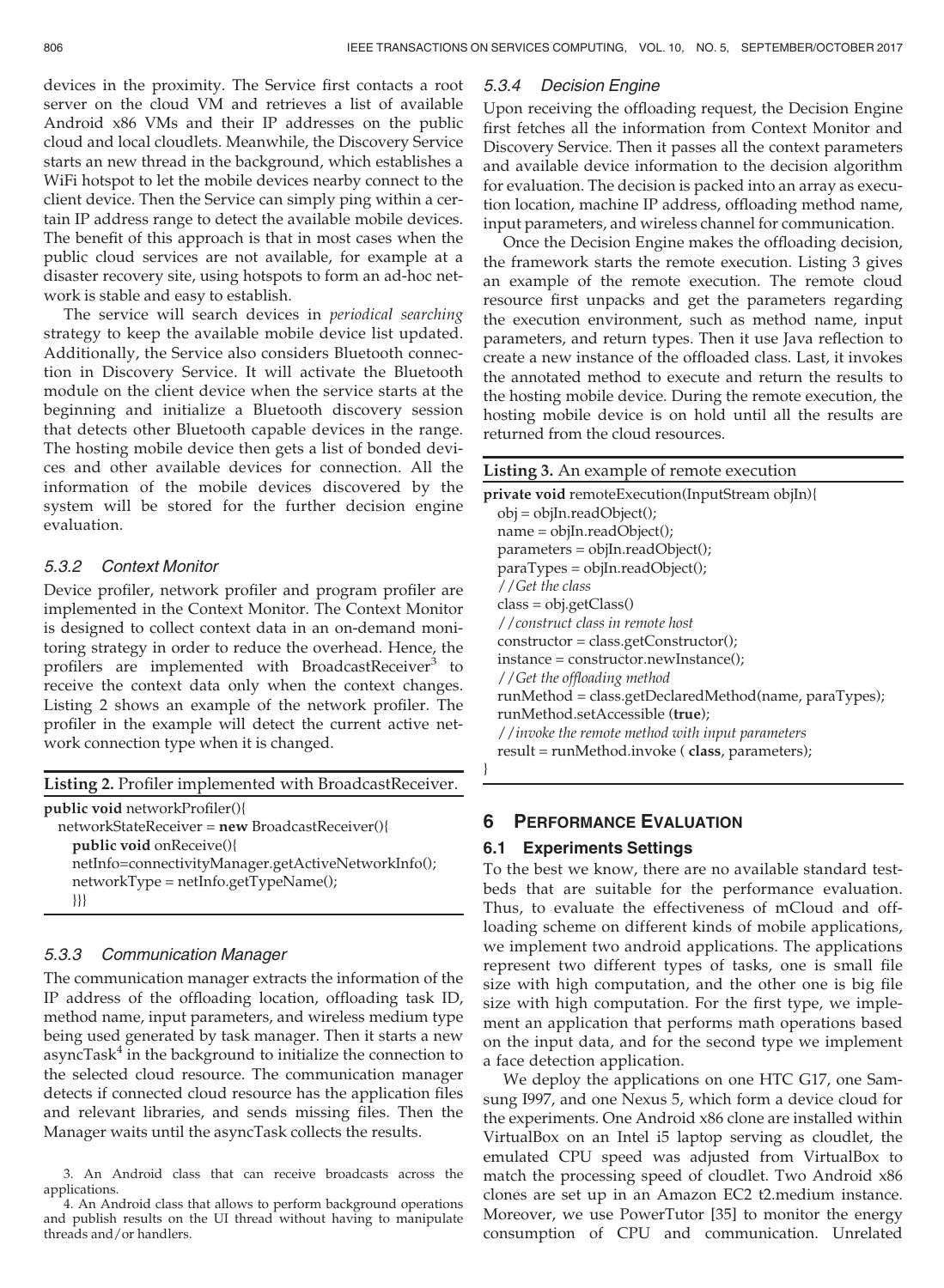devices in the proximity. The Service first contacts a root server on the cloud VM and retrieves a list of available Android x86 VMs and their IP addresses on the public cloud and local cloudlets. Meanwhile, the Discovery Service starts an new thread in the background, which establishes a WiFi hotspot to let the mobile devices nearby connect to the client device. Then the Service can simply ping within a certain IP address range to detect the available mobile devices. The benefit of this approach is that in most cases when the public cloud services are not available, for example at a disaster recovery site, using hotspots to form an ad-hoc network is stable and easy to establish.

The service will search devices in *periodical searching* strategy to keep the available mobile device list updated. Additionally, the Service also considers Bluetooth connection in Discovery Service. It will activate the Bluetooth module on the client device when the service starts at the beginning and initialize a Bluetooth discovery session that detects other Bluetooth capable devices in the range. The hosting mobile device then gets a list of bonded devices and other available devices for connection. All the information of the mobile devices discovered by the system will be stored for the further decision engine evaluation.

#### 5.3.2 Context Monitor

Device profiler, network profiler and program profiler are implemented in the Context Monitor. The Context Monitor is designed to collect context data in an on-demand monitoring strategy in order to reduce the overhead. Hence, the profilers are implemented with BroadcastReceiver[3] to receive the context data only when the context changes. Listing 2 shows an example of the network profiler. The profiler in the example will detect the current active network connection type when it is changed.

**Listing 2.** Profiler implemented with BroadcastReceiver.

```
public void networkProfiler(){
  networkStateReceiver = new BroadcastReceiver(){
    public void onReceive(){
    netInfo=connectivityManager.getActiveNetworkInfo();
    networkType = netInfo.getTypeName();
    }}}
```

#### 5.3.3 Communication Manager

The communication manager extracts the information of the IP address of the offloading location, offloading task ID, method name, input parameters, and wireless medium type being used generated by task manager. Then it starts a new asyncTask[4] in the background to initialize the connection to the selected cloud resource. The communication manager detects if connected cloud resource has the application files and relevant libraries, and sends missing files. Then the Manager waits until the asyncTask collects the results.

#### 5.3.4 Decision Engine

Upon receiving the offloading request, the Decision Engine first fetches all the information from Context Monitor and Discovery Service. Then it passes all the context parameters and available device information to the decision algorithm for evaluation. The decision is packed into an array as execution location, machine IP address, offloading method name, input parameters, and wireless channel for communication.

Once the Decision Engine makes the offloading decision, the framework starts the remote execution. Listing 3 gives an example of the remote execution. The remote cloud resource first unpacks and get the parameters regarding the execution environment, such as method name, input parameters, and return types. Then it use Java reflection to create a new instance of the offloaded class. Last, it invokes the annotated method to execute and return the results to the hosting mobile device. During the remote execution, the hosting mobile device is on hold until all the results are returned from the cloud resources.

**Listing 3.** An example of remote execution

```
private void remoteExecution(InputStream objIn){
  obj = objIn.readObject();
  name = objIn.readObject();
  parameters = objIn.readObject();
  paraTypes = objIn.readObject();
  //Get the class
  class = obj.getClass()
  //construct class in remote host
  constructor = class.getConstructor();
  instance = constructor.newInstance();
  //Get the offloading method
  runMethod = class.getDeclaredMethod(name, paraTypes);
  runMethod.setAccessible (true);
  //invoke the remote method with input parameters
  result = runMethod.invoke ( class, parameters);
}
```

## 6 Performance Evaluation

### 6.1 Experiments Settings

To the best we know, there are no available standard testbeds that are suitable for the performance evaluation. Thus, to evaluate the effectiveness of mCloud and offloading scheme on different kinds of mobile applications, we implement two android applications. The applications represent two different types of tasks, one is small file size with high computation, and the other one is big file size with high computation. For the first type, we implement an application that performs math operations based on the input data, and for the second type we implement a face detection application.

We deploy the applications on one HTC G17, one Samsung I997, and one Nexus 5, which form a device cloud for the experiments. One Android x86 clone are installed within VirtualBox on an Intel i5 laptop serving as cloudlet, the emulated CPU speed was adjusted from VirtualBox to match the processing speed of cloudlet. Two Android x86 clones are set up in an Amazon EC2 t2.medium instance. Moreover, we use PowerTutor [35] to monitor the energy consumption of CPU and communication. Unrelated

3. An Android class that can receive broadcasts across the applications.

4. An Android class that allows to perform background operations and publish results on the UI thread without having to manipulate threads and/or handlers.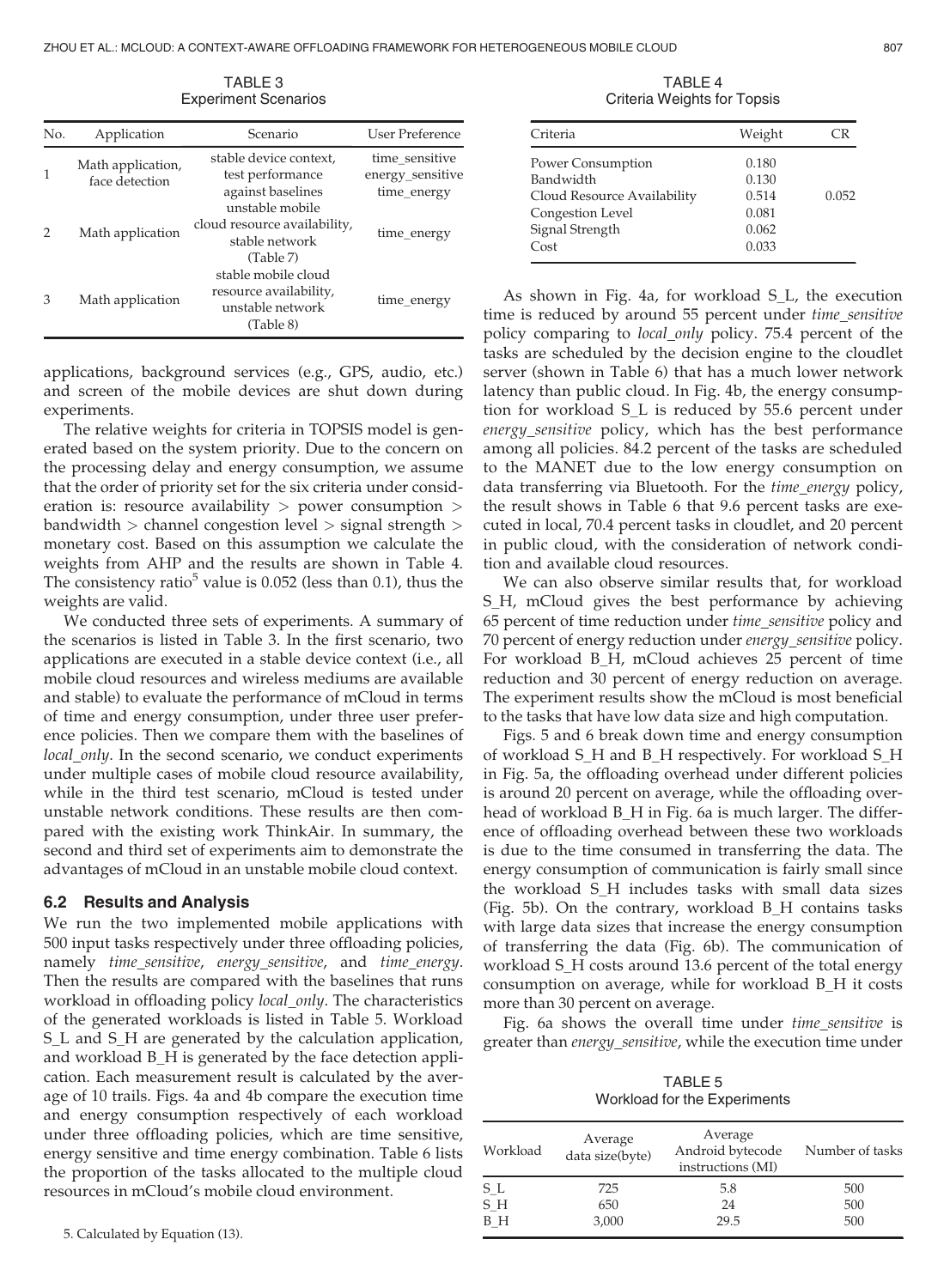TABLE 3
Experiment Scenarios

| No. | Application | Scenario | User Preference |
|---|---|---|---|
| 1 | Math application, face detection | stable device context, test performance against baselines | time_sensitive energy_sensitive time_energy |
| 2 | Math application | unstable mobile cloud resource availability, stable network (Table 7) | time_energy |
| 3 | Math application | stable mobile cloud resource availability, unstable network (Table 8) | time_energy |

applications, background services (e.g., GPS, audio, etc.) and screen of the mobile devices are shut down during experiments.

The relative weights for criteria in TOPSIS model is generated based on the system priority. Due to the concern on the processing delay and energy consumption, we assume that the order of priority set for the six criteria under consideration is: resource availability > power consumption > bandwidth > channel congestion level > signal strength > monetary cost. Based on this assumption we calculate the weights from AHP and the results are shown in Table 4. The consistency ratio[5] value is 0.052 (less than 0.1), thus the weights are valid.

We conducted three sets of experiments. A summary of the scenarios is listed in Table 3. In the first scenario, two applications are executed in a stable device context (i.e., all mobile cloud resources and wireless mediums are available and stable) to evaluate the performance of mCloud in terms of time and energy consumption, under three user preference policies. Then we compare them with the baselines of *local_only*. In the second scenario, we conduct experiments under multiple cases of mobile cloud resource availability, while in the third test scenario, mCloud is tested under unstable network conditions. These results are then compared with the existing work ThinkAir. In summary, the second and third set of experiments aim to demonstrate the advantages of mCloud in an unstable mobile cloud context.

### 6.2 Results and Analysis

We run the two implemented mobile applications with 500 input tasks respectively under three offloading policies, namely *time_sensitive*, *energy_sensitive*, and *time_energy*. Then the results are compared with the baselines that runs workload in offloading policy *local_only*. The characteristics of the generated workloads is listed in Table 5. Workload S_L and S_H are generated by the calculation application, and workload B_H is generated by the face detection application. Each measurement result is calculated by the average of 10 trails. Figs. 4a and 4b compare the execution time and energy consumption respectively of each workload under three offloading policies, which are time sensitive, energy sensitive and time energy combination. Table 6 lists the proportion of the tasks allocated to the multiple cloud resources in mCloud's mobile cloud environment.

5. Calculated by Equation (13).

TABLE 4
Criteria Weights for Topsis

| Criteria | Weight | CR |
|---|---|---|
| Power Consumption | 0.180 | |
| Bandwidth | 0.130 | |
| Cloud Resource Availability | 0.514 | 0.052 |
| Congestion Level | 0.081 | |
| Signal Strength | 0.062 | |
| Cost | 0.033 | |

As shown in Fig. 4a, for workload S_L, the execution time is reduced by around 55 percent under *time_sensitive* policy comparing to *local_only* policy. 75.4 percent of the tasks are scheduled by the decision engine to the cloudlet server (shown in Table 6) that has a much lower network latency than public cloud. In Fig. 4b, the energy consumption for workload S_L is reduced by 55.6 percent under *energy_sensitive* policy, which has the best performance among all policies. 84.2 percent of the tasks are scheduled to the MANET due to the low energy consumption on data transferring via Bluetooth. For the *time_energy* policy, the result shows in Table 6 that 9.6 percent tasks are executed in local, 70.4 percent tasks in cloudlet, and 20 percent in public cloud, with the consideration of network condition and available cloud resources.

We can also observe similar results that, for workload S_H, mCloud gives the best performance by achieving 65 percent of time reduction under *time_sensitive* policy and 70 percent of energy reduction under *energy_sensitive* policy. For workload B_H, mCloud achieves 25 percent of time reduction and 30 percent of energy reduction on average. The experiment results show the mCloud is most beneficial to the tasks that have low data size and high computation.

Figs. 5 and 6 break down time and energy consumption of workload S_H and B_H respectively. For workload S_H in Fig. 5a, the offloading overhead under different policies is around 20 percent on average, while the offloading overhead of workload B_H in Fig. 6a is much larger. The difference of offloading overhead between these two workloads is due to the time consumed in transferring the data. The energy consumption of communication is fairly small since the workload S_H includes tasks with small data sizes (Fig. 5b). On the contrary, workload B_H contains tasks with large data sizes that increase the energy consumption of transferring the data (Fig. 6b). The communication of workload S_H costs around 13.6 percent of the total energy consumption on average, while for workload B_H it costs more than 30 percent on average.

Fig. 6a shows the overall time under *time_sensitive* is greater than *energy_sensitive*, while the execution time under

TABLE 5
Workload for the Experiments

| Workload | Average data size(byte) | Average Android bytecode instructions (MI) | Number of tasks |
|---|---|---|---|
| S_L | 725 | 5.8 | 500 |
| S_H | 650 | 24 | 500 |
| B_H | 3,000 | 29.5 | 500 |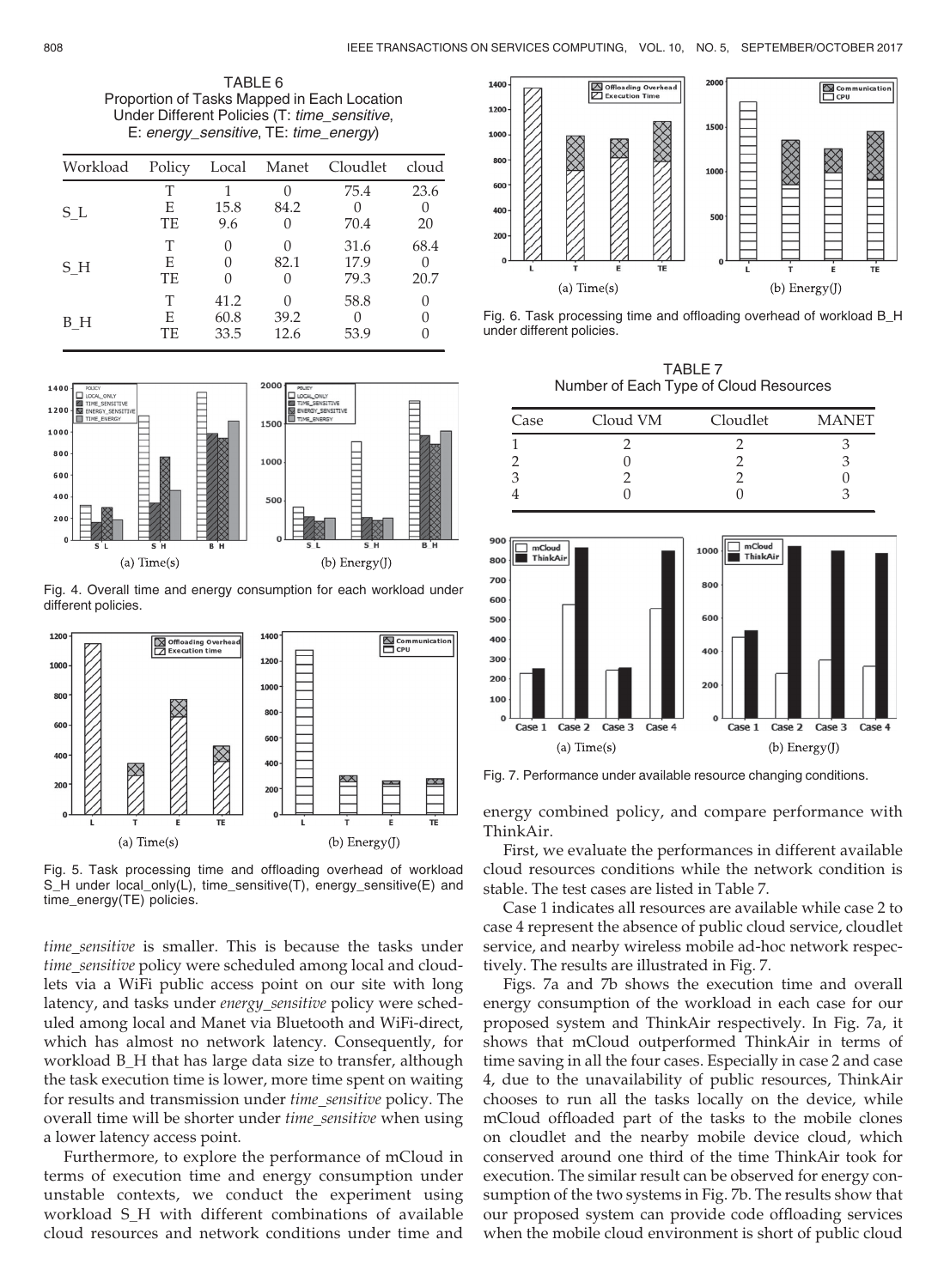TABLE 6
Proportion of Tasks Mapped in Each Location Under Different Policies (T: *time_sensitive*, E: *energy_sensitive*, TE: *time_energy*)

| Workload | Policy | Local | Manet | Cloudlet | cloud |
|---|---|---|---|---|---|
| S_L | T | 1 | 0 | 75.4 | 23.6 |
| | E | 15.8 | 84.2 | 0 | 0 |
| | TE | 9.6 | 0 | 70.4 | 20 |
| S_H | T | 0 | 0 | 31.6 | 68.4 |
| | E | 0 | 82.1 | 17.9 | 0 |
| | TE | 0 | 0 | 79.3 | 20.7 |
| B_H | T | 41.2 | 0 | 58.8 | 0 |
| | E | 60.8 | 39.2 | 0 | 0 |
| | TE | 33.5 | 12.6 | 53.9 | 0 |

Fig. 4. Overall time and energy consumption for each workload under different policies.

Fig. 5. Task processing time and offloading overhead of workload S_H under local_only(L), time_sensitive(T), energy_sensitive(E) and time_energy(TE) policies.

*time_sensitive* is smaller. This is because the tasks under *time_sensitive* policy were scheduled among local and cloudlets via a WiFi public access point on our site with long latency, and tasks under *energy_sensitive* policy were scheduled among local and Manet via Bluetooth and WiFi-direct, which has almost no network latency. Consequently, for workload B_H that has large data size to transfer, although the task execution time is lower, more time spent on waiting for results and transmission under *time_sensitive* policy. The overall time will be shorter under *time_sensitive* when using a lower latency access point.

Furthermore, to explore the performance of mCloud in terms of execution time and energy consumption under unstable contexts, we conduct the experiment using workload S_H with different combinations of available cloud resources and network conditions under time and energy combined policy, and compare performance with ThinkAir.

Fig. 6. Task processing time and offloading overhead of workload B_H under different policies.

TABLE 7
Number of Each Type of Cloud Resources

| Case | Cloud VM | Cloudlet | MANET |
|---|---|---|---|
| 1 | 2 | 2 | 3 |
| 2 | 0 | 2 | 3 |
| 3 | 2 | 2 | 0 |
| 4 | 0 | 0 | 3 |

Fig. 7. Performance under available resource changing conditions.

First, we evaluate the performances in different available cloud resources conditions while the network condition is stable. The test cases are listed in Table 7.

Case 1 indicates all resources are available while case 2 to case 4 represent the absence of public cloud service, cloudlet service, and nearby wireless mobile ad-hoc network respectively. The results are illustrated in Fig. 7.

Figs. 7a and 7b shows the execution time and overall energy consumption of the workload in each case for our proposed system and ThinkAir respectively. In Fig. 7a, it shows that mCloud outperformed ThinkAir in terms of time saving in all the four cases. Especially in case 2 and case 4, due to the unavailability of public resources, ThinkAir chooses to run all the tasks locally on the device, while mCloud offloaded part of the tasks to the mobile clones on cloudlet and the nearby mobile device cloud, which conserved around one third of the time ThinkAir took for execution. The similar result can be observed for energy consumption of the two systems in Fig. 7b. The results show that our proposed system can provide code offloading services when the mobile cloud environment is short of public cloud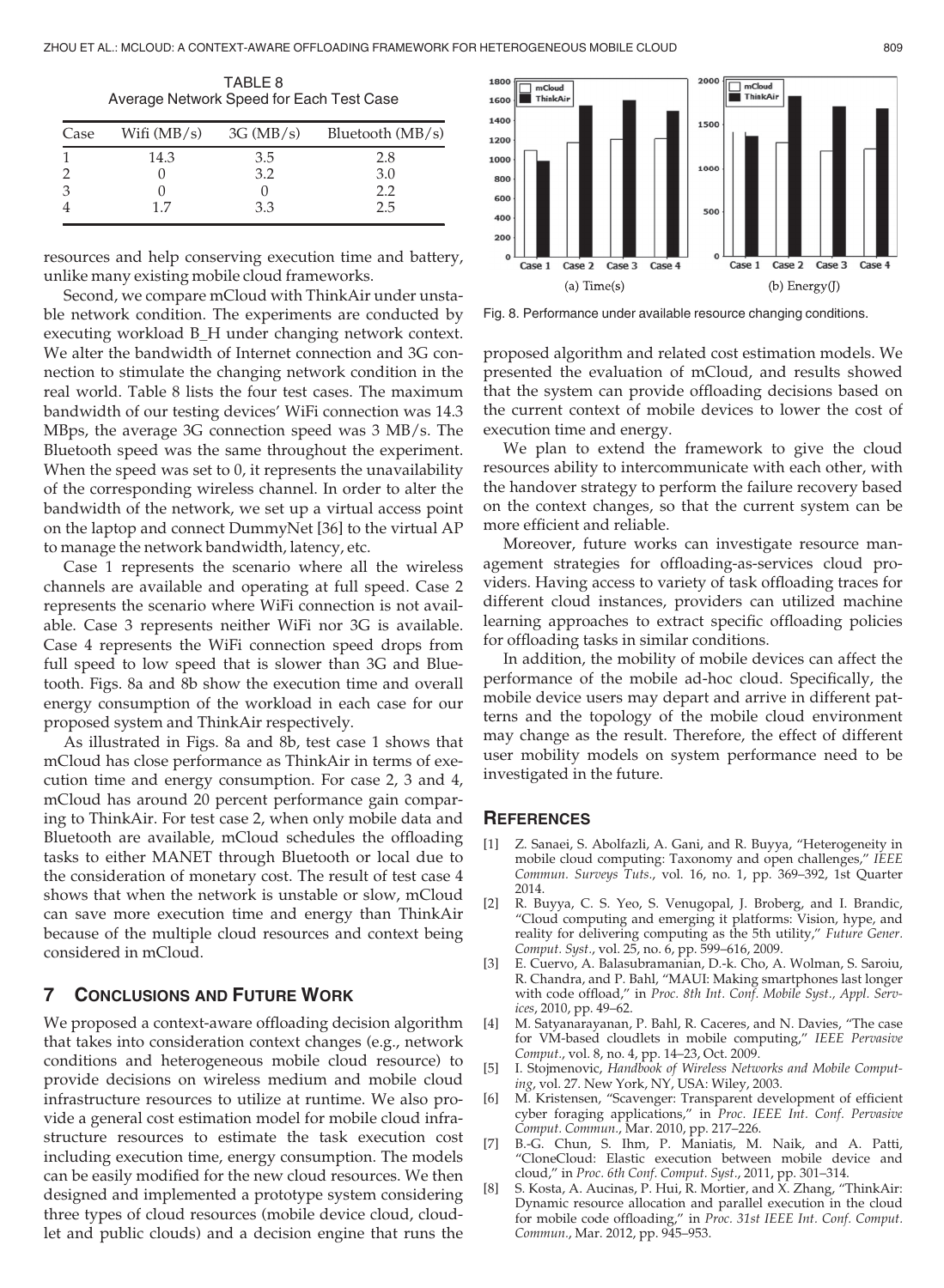TABLE 8
Average Network Speed for Each Test Case

| Case | Wifi (MB/s) | 3G (MB/s) | Bluetooth (MB/s) |
|---|---|---|---|
| 1 | 14.3 | 3.5 | 2.8 |
| 2 | 0 | 3.2 | 3.0 |
| 3 | 0 | 0 | 2.2 |
| 4 | 1.7 | 3.3 | 2.5 |

resources and help conserving execution time and battery, unlike many existing mobile cloud frameworks.

Second, we compare mCloud with ThinkAir under unstable network condition. The experiments are conducted by executing workload B_H under changing network context. We alter the bandwidth of Internet connection and 3G connection to stimulate the changing network condition in the real world. Table 8 lists the four test cases. The maximum bandwidth of our testing devices' WiFi connection was 14.3 MBps, the average 3G connection speed was 3 MB/s. The Bluetooth speed was the same throughout the experiment. When the speed was set to 0, it represents the unavailability of the corresponding wireless channel. In order to alter the bandwidth of the network, we set up a virtual access point on the laptop and connect DummyNet [36] to the virtual AP to manage the network bandwidth, latency, etc.

Case 1 represents the scenario where all the wireless channels are available and operating at full speed. Case 2 represents the scenario where WiFi connection is not available. Case 3 represents neither WiFi nor 3G is available. Case 4 represents the WiFi connection speed drops from full speed to low speed that is slower than 3G and Bluetooth. Figs. 8a and 8b show the execution time and overall energy consumption of the workload in each case for our proposed system and ThinkAir respectively.

As illustrated in Figs. 8a and 8b, test case 1 shows that mCloud has close performance as ThinkAir in terms of execution time and energy consumption. For case 2, 3 and 4, mCloud has around 20 percent performance gain comparing to ThinkAir. For test case 2, when only mobile data and Bluetooth are available, mCloud schedules the offloading tasks to either MANET through Bluetooth or local due to the consideration of monetary cost. The result of test case 4 shows that when the network is unstable or slow, mCloud can save more execution time and energy than ThinkAir because of the multiple cloud resources and context being considered in mCloud.

mCloud
ThinkAir
1800
1600
1400
1200
1000
800
600
400
200
0
Case 1 Case 2 Case 3 Case 4
(a) Time(s)

mCloud
ThinkAir
2000
1500
1000
500
0
Case 1 Case 2 Case 3 Case 4
(b) Energy(J)

Fig. 8. Performance under available resource changing conditions.

## 7 Conclusions and Future Work

We proposed a context-aware offloading decision algorithm that takes into consideration context changes (e.g., network conditions and heterogeneous mobile cloud resource) to provide decisions on wireless medium and mobile cloud infrastructure resources to utilize at runtime. We also provide a general cost estimation model for mobile cloud infrastructure resources to estimate the task execution cost including execution time, energy consumption. The models can be easily modified for the new cloud resources. We then designed and implemented a prototype system considering three types of cloud resources (mobile device cloud, cloudlet and public clouds) and a decision engine that runs the proposed algorithm and related cost estimation models. We presented the evaluation of mCloud, and results showed that the system can provide offloading decisions based on the current context of mobile devices to lower the cost of execution time and energy.

We plan to extend the framework to give the cloud resources ability to intercommunicate with each other, with the handover strategy to perform the failure recovery based on the context changes, so that the current system can be more efficient and reliable.

Moreover, future works can investigate resource management strategies for offloading-as-services cloud providers. Having access to variety of task offloading traces for different cloud instances, providers can utilized machine learning approaches to extract specific offloading policies for offloading tasks in similar conditions.

In addition, the mobility of mobile devices can affect the performance of the mobile ad-hoc cloud. Specifically, the mobile device users may depart and arrive in different patterns and the topology of the mobile cloud environment may change as the result. Therefore, the effect of different user mobility models on system performance need to be investigated in the future.

## References

[1] Z. Sanaei, S. Abolfazli, A. Gani, and R. Buyya, "Heterogeneity in mobile cloud computing: Taxonomy and open challenges," *IEEE Commun. Surveys Tuts.*, vol. 16, no. 1, pp. 369–392, 1st Quarter 2014.

[2] R. Buyya, C. S. Yeo, S. Venugopal, J. Broberg, and I. Brandic, "Cloud computing and emerging it platforms: Vision, hype, and reality for delivering computing as the 5th utility," *Future Gener. Comput. Syst.*, vol. 25, no. 6, pp. 599–616, 2009.

[3] E. Cuervo, A. Balasubramanian, D.-k. Cho, A. Wolman, S. Saroiu, R. Chandra, and P. Bahl, "MAUI: Making smartphones last longer with code offload," in *Proc. 8th Int. Conf. Mobile Syst., Appl. Services*, 2010, pp. 49–62.

[4] M. Satyanarayanan, P. Bahl, R. Caceres, and N. Davies, "The case for VM-based cloudlets in mobile computing," *IEEE Pervasive Comput.*, vol. 8, no. 4, pp. 14–23, Oct. 2009.

[5] I. Stojmenovic, *Handbook of Wireless Networks and Mobile Computing*, vol. 27. New York, NY, USA: Wiley, 2003.

[6] M. Kristensen, "Scavenger: Transparent development of efficient cyber foraging applications," in *Proc. IEEE Int. Conf. Pervasive Comput. Commun.*, Mar. 2010, pp. 217–226.

[7] B.-G. Chun, S. Ihm, P. Maniatis, M. Naik, and A. Patti, "CloneCloud: Elastic execution between mobile device and cloud," in *Proc. 6th Conf. Comput. Syst.*, 2011, pp. 301–314.

[8] S. Kosta, A. Aucinas, P. Hui, R. Mortier, and X. Zhang, "ThinkAir: Dynamic resource allocation and parallel execution in the cloud for mobile code offloading," in *Proc. 31st IEEE Int. Conf. Comput. Commun.*, Mar. 2012, pp. 945–953.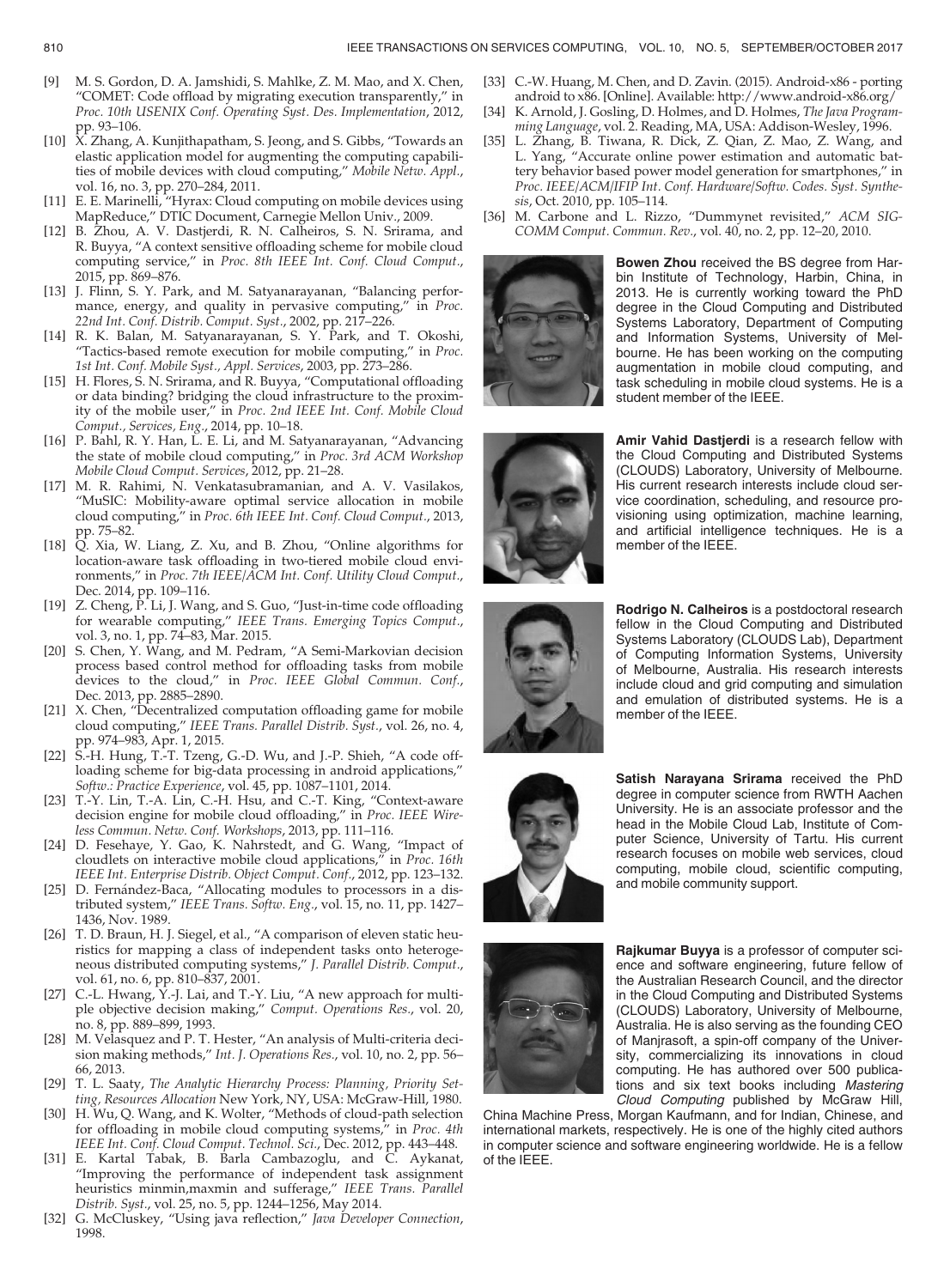[9] M. S. Gordon, D. A. Jamshidi, S. Mahlke, Z. M. Mao, and X. Chen, "COMET: Code offload by migrating execution transparently," in *Proc. 10th USENIX Conf. Operating Syst. Des. Implementation*, 2012, pp. 93–106.

[10] X. Zhang, A. Kunjithapatham, S. Jeong, and S. Gibbs, "Towards an elastic application model for augmenting the computing capabilities of mobile devices with cloud computing," *Mobile Netw. Appl.*, vol. 16, no. 3, pp. 270–284, 2011.

[11] E. E. Marinelli, "Hyrax: Cloud computing on mobile devices using MapReduce," DTIC Document, Carnegie Mellon Univ., 2009.

[12] B. Zhou, A. V. Dastjerdi, R. N. Calheiros, S. N. Srirama, and R. Buyya, "A context sensitive offloading scheme for mobile cloud computing service," in *Proc. 8th IEEE Int. Conf. Cloud Comput.*, 2015, pp. 869–876.

[13] J. Flinn, S. Y. Park, and M. Satyanarayanan, "Balancing performance, energy, and quality in pervasive computing," in *Proc. 22nd Int. Conf. Distrib. Comput. Syst.*, 2002, pp. 217–226.

[14] R. K. Balan, M. Satyanarayanan, S. Y. Park, and T. Okoshi, "Tactics-based remote execution for mobile computing," in *Proc. 1st Int. Conf. Mobile Syst., Appl. Services*, 2003, pp. 273–286.

[15] H. Flores, S. N. Srirama, and R. Buyya, "Computational offloading or data binding? bridging the cloud infrastructure to the proximity of the mobile user," in *Proc. 2nd IEEE Int. Conf. Mobile Cloud Comput., Services, Eng.*, 2014, pp. 10–18.

[16] P. Bahl, R. Y. Han, L. E. Li, and M. Satyanarayanan, "Advancing the state of mobile cloud computing," in *Proc. 3rd ACM Workshop Mobile Cloud Comput. Services*, 2012, pp. 21–28.

[17] M. R. Rahimi, N. Venkatasubramanian, and A. V. Vasilakos, "MuSIC: Mobility-aware optimal service allocation in mobile cloud computing," in *Proc. 6th IEEE Int. Conf. Cloud Comput.*, 2013, pp. 75–82.

[18] Q. Xia, W. Liang, Z. Xu, and B. Zhou, "Online algorithms for location-aware task offloading in two-tiered mobile cloud environments," in *Proc. 7th IEEE/ACM Int. Conf. Utility Cloud Comput.*, Dec. 2014, pp. 109–116.

[19] Z. Cheng, P. Li, J. Wang, and S. Guo, "Just-in-time code offloading for wearable computing," *IEEE Trans. Emerging Topics Comput.*, vol. 3, no. 1, pp. 74–83, Mar. 2015.

[20] S. Chen, Y. Wang, and M. Pedram, "A Semi-Markovian decision process based control method for offloading tasks from mobile devices to the cloud," in *Proc. IEEE Global Commun. Conf.*, Dec. 2013, pp. 2885–2890.

[21] X. Chen, "Decentralized computation offloading game for mobile cloud computing," *IEEE Trans. Parallel Distrib. Syst.*, vol. 26, no. 4, pp. 974–983, Apr. 1, 2015.

[22] S.-H. Hung, T.-T. Tzeng, G.-D. Wu, and J.-P. Shieh, "A code offloading scheme for big-data processing in android applications," *Softw.: Practice Experience*, vol. 45, pp. 1087–1101, 2014.

[23] T.-Y. Lin, T.-A. Lin, C.-H. Hsu, and C.-T. King, "Context-aware decision engine for mobile cloud offloading," in *Proc. IEEE Wireless Commun. Netw. Conf. Workshops*, 2013, pp. 111–116.

[24] D. Fesehaye, Y. Gao, K. Nahrstedt, and G. Wang, "Impact of cloudlets on interactive mobile cloud applications," in *Proc. 16th IEEE Int. Enterprise Distrib. Object Comput. Conf.*, 2012, pp. 123–132.

[25] D. Fernández-Baca, "Allocating modules to processors in a distributed system," *IEEE Trans. Softw. Eng.*, vol. 15, no. 11, pp. 1427–1436, Nov. 1989.

[26] T. D. Braun, H. J. Siegel, et al., "A comparison of eleven static heuristics for mapping a class of independent tasks onto heterogeneous distributed computing systems," *J. Parallel Distrib. Comput.*, vol. 61, no. 6, pp. 810–837, 2001.

[27] C.-L. Hwang, Y.-J. Lai, and T.-Y. Liu, "A new approach for multiple objective decision making," *Comput. Operations Res.*, vol. 20, no. 8, pp. 889–899, 1993.

[28] M. Velasquez and P. T. Hester, "An analysis of Multi-criteria decision making methods," *Int. J. Operations Res.*, vol. 10, no. 2, pp. 56–66, 2013.

[29] T. L. Saaty, *The Analytic Hierarchy Process: Planning, Priority Setting, Resources Allocation* New York, NY, USA: McGraw-Hill, 1980.

[30] H. Wu, Q. Wang, and K. Wolter, "Methods of cloud-path selection for offloading in mobile cloud computing systems," in *Proc. 4th IEEE Int. Conf. Cloud Comput. Technol. Sci.*, Dec. 2012, pp. 443–448.

[31] E. Kartal Tabak, B. Barla Cambazoglu, and C. Aykanat, "Improving the performance of independent task assignment heuristics minmin,maxmin and sufferage," *IEEE Trans. Parallel Distrib. Syst.*, vol. 25, no. 5, pp. 1244–1256, May 2014.

[32] G. McCluskey, "Using java reflection," *Java Developer Connection*, 1998.

[33] C.-W. Huang, M. Chen, and D. Zavin. (2015). Android-x86 - porting android to x86. [Online]. Available: http://www.android-x86.org/

[34] K. Arnold, J. Gosling, D. Holmes, and D. Holmes, *The Java Programming Language*, vol. 2. Reading, MA, USA: Addison-Wesley, 1996.

[35] L. Zhang, B. Tiwana, R. Dick, Z. Qian, Z. Mao, Z. Wang, and L. Yang, "Accurate online power estimation and automatic battery behavior based power model generation for smartphones," in *Proc. IEEE/ACM/IFIP Int. Conf. Hardware/Softw. Codes. Syst. Synthesis*, Oct. 2010, pp. 105–114.

[36] M. Carbone and L. Rizzo, "Dummynet revisited," *ACM SIGCOMM Comput. Commun. Rev.*, vol. 40, no. 2, pp. 12–20, 2010.

**Bowen Zhou** received the BS degree from Harbin Institute of Technology, Harbin, China, in 2013. He is currently working toward the PhD degree in the Cloud Computing and Distributed Systems Laboratory, Department of Computing and Information Systems, University of Melbourne. He has been working on the computing augmentation in mobile cloud computing, and task scheduling in mobile cloud systems. He is a student member of the IEEE.

**Amir Vahid Dastjerdi** is a research fellow with the Cloud Computing and Distributed Systems (CLOUDS) Laboratory, University of Melbourne. His current research interests include cloud service coordination, scheduling, and resource provisioning using optimization, machine learning, and artificial intelligence techniques. He is a member of the IEEE.

**Rodrigo N. Calheiros** is a postdoctoral research fellow in the Cloud Computing and Distributed Systems Laboratory (CLOUDS Lab), Department of Computing Information Systems, University of Melbourne, Australia. His research interests include cloud and grid computing and simulation and emulation of distributed systems. He is a member of the IEEE.

**Satish Narayana Srirama** received the PhD degree in computer science from RWTH Aachen University. He is an associate professor and the head in the Mobile Cloud Lab, Institute of Computer Science, University of Tartu. His current research focuses on mobile web services, cloud computing, mobile cloud, scientific computing, and mobile community support.

**Rajkumar Buyya** is a professor of computer science and software engineering, future fellow of the Australian Research Council, and the director in the Cloud Computing and Distributed Systems (CLOUDS) Laboratory, University of Melbourne, Australia. He is also serving as the founding CEO of Manjrasoft, a spin-off company of the University, commercializing its innovations in cloud computing. He has authored over 500 publications and six text books including *Mastering Cloud Computing* published by McGraw Hill, China Machine Press, Morgan Kaufmann, and for Indian, Chinese, and international markets, respectively. He is one of the highly cited authors in computer science and software engineering worldwide. He is a fellow of the IEEE.